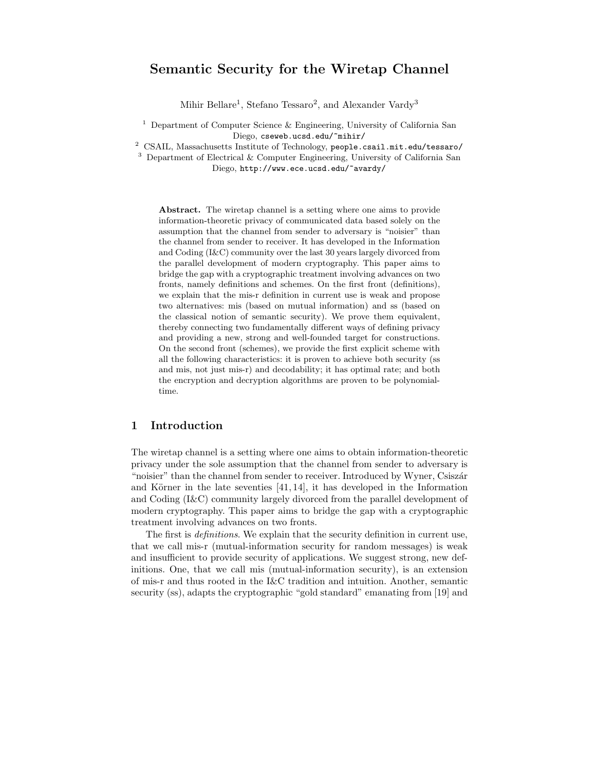# Semantic Security for the Wiretap Channel

Mihir Bellare[1], Stefano Tessaro[2], and Alexander Vardy[3]

[1] Department of Computer Science & Engineering, University of California San Diego, cseweb.ucsd.edu/~mihir/

[2] CSAIL, Massachusetts Institute of Technology, people.csail.mit.edu/tessaro/

[3] Department of Electrical & Computer Engineering, University of California San Diego, http://www.ece.ucsd.edu/~avardy/

**Abstract.** The wiretap channel is a setting where one aims to provide information-theoretic privacy of communicated data based solely on the assumption that the channel from sender to adversary is "noisier" than the channel from sender to receiver. It has developed in the Information and Coding (I&C) community over the last 30 years largely divorced from the parallel development of modern cryptography. This paper aims to bridge the gap with a cryptographic treatment involving advances on two fronts, namely definitions and schemes. On the first front (definitions), we explain that the mis-r definition in current use is weak and propose two alternatives: mis (based on mutual information) and ss (based on the classical notion of semantic security). We prove them equivalent, thereby connecting two fundamentally different ways of defining privacy and providing a new, strong and well-founded target for constructions. On the second front (schemes), we provide the first explicit scheme with all the following characteristics: it is proven to achieve both security (ss and mis, not just mis-r) and decodability; it has optimal rate; and both the encryption and decryption algorithms are proven to be polynomial-time.

## 1 Introduction

The wiretap channel is a setting where one aims to obtain information-theoretic privacy under the sole assumption that the channel from sender to adversary is "noisier" than the channel from sender to receiver. Introduced by Wyner, Csiszár and Körner in the late seventies [41, 14], it has developed in the Information and Coding (I&C) community largely divorced from the parallel development of modern cryptography. This paper aims to bridge the gap with a cryptographic treatment involving advances on two fronts.

The first is *definitions*. We explain that the security definition in current use, that we call mis-r (mutual-information security for random messages) is weak and insufficient to provide security of applications. We suggest strong, new definitions. One, that we call mis (mutual-information security), is an extension of mis-r and thus rooted in the I&C tradition and intuition. Another, semantic security (ss), adapts the cryptographic "gold standard" emanating from [19] and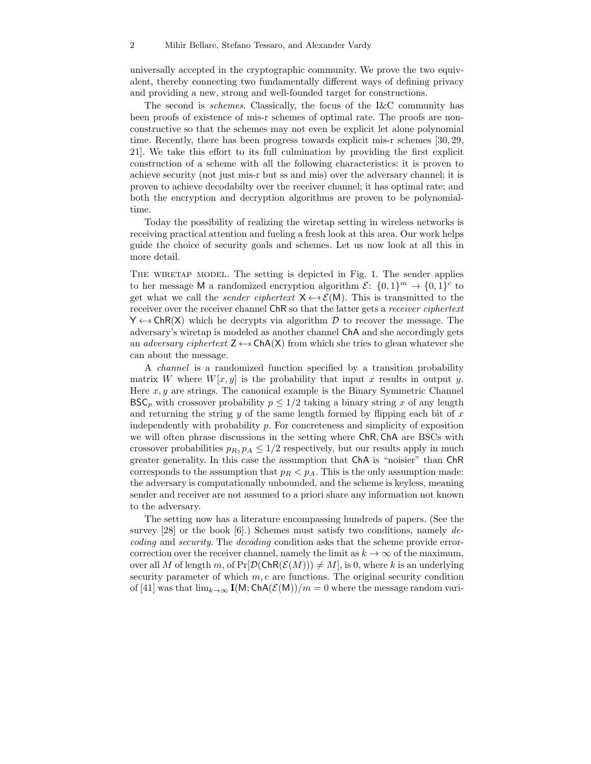universally accepted in the cryptographic community. We prove the two equivalent, thereby connecting two fundamentally different ways of defining privacy and providing a new, strong and well-founded target for constructions.

The second is *schemes*. Classically, the focus of the I&C community has been proofs of existence of mis-r schemes of optimal rate. The proofs are non-constructive so that the schemes may not even be explicit let alone polynomial time. Recently, there has been progress towards explicit mis-r schemes [30, 29, 21]. We take this effort to its full culmination by providing the first explicit construction of a scheme with all the following characteristics: it is proven to achieve security (not just mis-r but ss and mis) over the adversary channel; it is proven to achieve decodabilty over the receiver channel; it has optimal rate; and both the encryption and decryption algorithms are proven to be polynomial-time.

Today the possibility of realizing the wiretap setting in wireless networks is receiving practical attention and fueling a fresh look at this area. Our work helps guide the choice of security goals and schemes. Let us now look at all this in more detail.

THE WIRETAP MODEL. The setting is depicted in Fig. 1. The sender applies to her message $\mathsf{M}$ a randomized encryption algorithm $\mathcal{E}\colon \{0,1\}^m \to \{0,1\}^c$ to get what we call the *sender ciphertext* $\mathsf{X} \leftarrow\!\!\$\, \mathcal{E}(\mathsf{M})$. This is transmitted to the receiver over the receiver channel $\mathsf{ChR}$ so that the latter gets a *receiver ciphertext* $\mathsf{Y} \leftarrow\!\!\$\, \mathsf{ChR}(\mathsf{X})$ which he decrypts via algorithm $\mathcal{D}$ to recover the message. The adversary's wiretap is modeled as another channel $\mathsf{ChA}$ and she accordingly gets an *adversary ciphertext* $\mathsf{Z} \leftarrow\!\!\$\, \mathsf{ChA}(\mathsf{X})$ from which she tries to glean whatever she can about the message.

A *channel* is a randomized function specified by a transition probability matrix $W$ where $W[x, y]$ is the probability that input $x$ results in output $y$. Here $x, y$ are strings. The canonical example is the Binary Symmetric Channel $\mathsf{BSC}_p$ with crossover probability $p \le 1/2$ taking a binary string $x$ of any length and returning the string $y$ of the same length formed by flipping each bit of $x$ independently with probability $p$. For concreteness and simplicity of exposition we will often phrase discussions in the setting where $\mathsf{ChR}, \mathsf{ChA}$ are BSCs with crossover probabilities $p_R, p_A \le 1/2$ respectively, but our results apply in much greater generality. In this case the assumption that $\mathsf{ChA}$ is "noisier" than $\mathsf{ChR}$ corresponds to the assumption that $p_R < p_A$. This is the only assumption made: the adversary is computationally unbounded, and the scheme is keyless, meaning sender and receiver are not assumed to a priori share any information not known to the adversary.

The setting now has a literature encompassing hundreds of papers. (See the survey [28] or the book [6].) Schemes must satisfy two conditions, namely *decoding* and *security*. The *decoding* condition asks that the scheme provide error-correction over the receiver channel, namely the limit as $k \to \infty$ of the maximum, over all $M$ of length $m$, of $\Pr[\mathcal{D}(\mathsf{ChR}(\mathcal{E}(M))) \neq M]$, is 0, where $k$ is an underlying security parameter of which $m, c$ are functions. The original security condition of [41] was that $\lim_{k\to\infty} \mathbf{I}(\mathsf{M}; \mathsf{ChA}(\mathcal{E}(\mathsf{M}))/m = 0$ where the message random vari-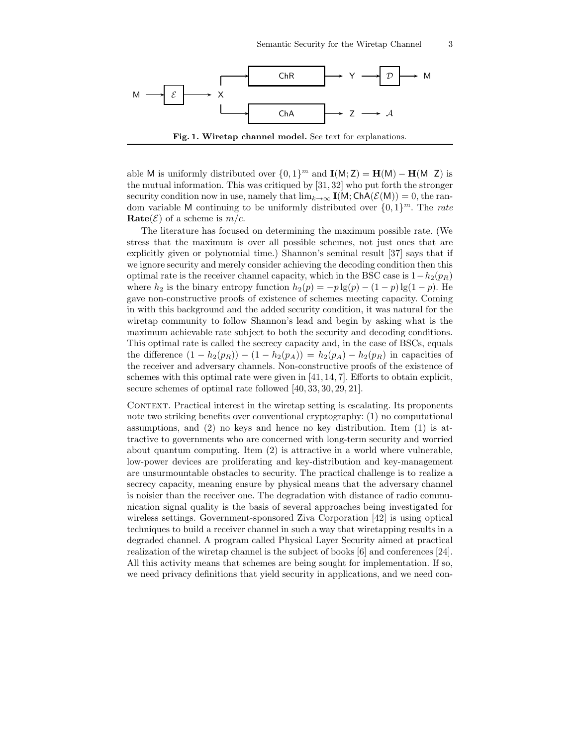**Fig. 1. Wiretap channel model.** See text for explanations.

able M is uniformly distributed over $\{0,1\}^m$ and $\mathbf{I}(\mathsf{M};\mathsf{Z}) = \mathbf{H}(\mathsf{M}) - \mathbf{H}(\mathsf{M}\,|\,\mathsf{Z})$ is the mutual information. This was critiqued by [31, 32] who put forth the stronger security condition now in use, namely that $\lim_{k\to\infty} \mathbf{I}(\mathsf{M};\mathsf{ChA}(\mathcal{E}(\mathsf{M}))) = 0$, the random variable M continuing to be uniformly distributed over $\{0,1\}^m$. The *rate* $\mathbf{Rate}(\mathcal{E})$ of a scheme is $m/c$.

The literature has focused on determining the maximum possible rate. (We stress that the maximum is over all possible schemes, not just ones that are explicitly given or polynomial time.) Shannon's seminal result [37] says that if we ignore security and merely consider achieving the decoding condition then this optimal rate is the receiver channel capacity, which in the BSC case is $1-h_2(p_R)$ where $h_2$ is the binary entropy function $h_2(p) = -p\lg(p) - (1-p)\lg(1-p)$. He gave non-constructive proofs of existence of schemes meeting capacity. Coming in with this background and the added security condition, it was natural for the wiretap community to follow Shannon's lead and begin by asking what is the maximum achievable rate subject to both the security and decoding conditions. This optimal rate is called the secrecy capacity and, in the case of BSCs, equals the difference $(1-h_2(p_R)) - (1-h_2(p_A)) = h_2(p_A) - h_2(p_R)$ in capacities of the receiver and adversary channels. Non-constructive proofs of the existence of schemes with this optimal rate were given in [41, 14, 7]. Efforts to obtain explicit, secure schemes of optimal rate followed [40, 33, 30, 29, 21].

Context. Practical interest in the wiretap setting is escalating. Its proponents note two striking benefits over conventional cryptography: (1) no computational assumptions, and (2) no keys and hence no key distribution. Item (1) is attractive to governments who are concerned with long-term security and worried about quantum computing. Item (2) is attractive in a world where vulnerable, low-power devices are proliferating and key-distribution and key-management are unsurmountable obstacles to security. The practical challenge is to realize a secrecy capacity, meaning ensure by physical means that the adversary channel is noisier than the receiver one. The degradation with distance of radio communication signal quality is the basis of several approaches being investigated for wireless settings. Government-sponsored Ziva Corporation [42] is using optical techniques to build a receiver channel in such a way that wiretapping results in a degraded channel. A program called Physical Layer Security aimed at practical realization of the wiretap channel is the subject of books [6] and conferences [24]. All this activity means that schemes are being sought for implementation. If so, we need privacy definitions that yield security in applications, and we need con-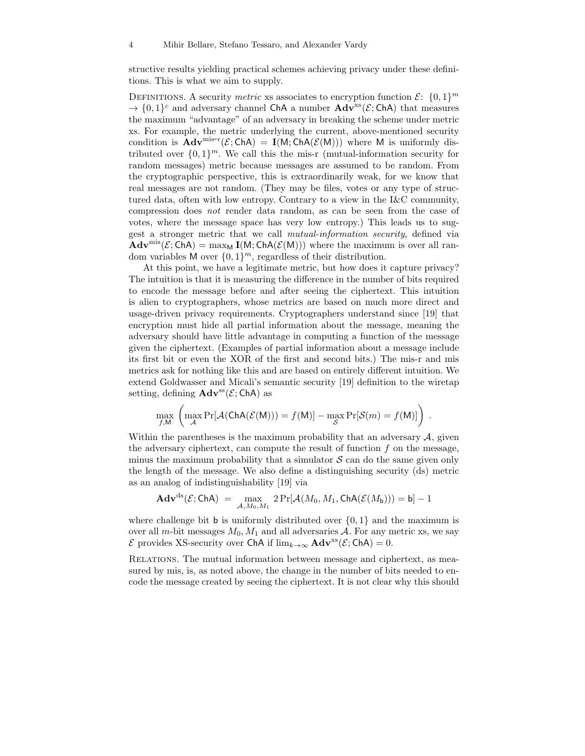structive results yielding practical schemes achieving privacy under these definitions. This is what we aim to supply.

Definitions. A security *metric* xs associates to encryption function $\mathcal{E}\colon \{0,1\}^m \to \{0,1\}^c$ and adversary channel $\mathsf{ChA}$ a number $\mathbf{Adv}^{\mathrm{xs}}(\mathcal{E};\mathsf{ChA})$ that measures the maximum "advantage" of an adversary in breaking the scheme under metric xs. For example, the metric underlying the current, above-mentioned security condition is $\mathbf{Adv}^{\text{mis-r}}(\mathcal{E};\mathsf{ChA}) = \mathbf{I}(\mathsf{M};\mathsf{ChA}(\mathcal{E}(\mathsf{M})))$ where $\mathsf{M}$ is uniformly distributed over $\{0,1\}^m$. We call this the mis-r (mutual-information security for random messages) metric because messages are assumed to be random. From the cryptographic perspective, this is extraordinarily weak, for we know that real messages are not random. (They may be files, votes or any type of structured data, often with low entropy. Contrary to a view in the I&C community, compression does *not* render data random, as can be seen from the case of votes, where the message space has very low entropy.) This leads us to suggest a stronger metric that we call *mutual-information security*, defined via $\mathbf{Adv}^{\mathrm{mis}}(\mathcal{E};\mathsf{ChA}) = \max_{\mathsf{M}} \mathbf{I}(\mathsf{M};\mathsf{ChA}(\mathcal{E}(\mathsf{M})))$ where the maximum is over all random variables $\mathsf{M}$ over $\{0,1\}^m$, regardless of their distribution.

At this point, we have a legitimate metric, but how does it capture privacy? The intuition is that it is measuring the difference in the number of bits required to encode the message before and after seeing the ciphertext. This intuition is alien to cryptographers, whose metrics are based on much more direct and usage-driven privacy requirements. Cryptographers understand since [19] that encryption must hide all partial information about the message, meaning the adversary should have little advantage in computing a function of the message given the ciphertext. (Examples of partial information about a message include its first bit or even the XOR of the first and second bits.) The mis-r and mis metrics ask for nothing like this and are based on entirely different intuition. We extend Goldwasser and Micali's semantic security [19] definition to the wiretap setting, defining $\mathbf{Adv}^{\mathrm{ss}}(\mathcal{E};\mathsf{ChA})$ as

$$\max_{f,\mathsf{M}} \left( \max_{\mathcal{A}} \Pr[\mathcal{A}(\mathsf{ChA}(\mathcal{E}(\mathsf{M}))) = f(\mathsf{M})] - \max_{\mathcal{S}} \Pr[\mathcal{S}(m) = f(\mathsf{M})] \right) .$$

Within the parentheses is the maximum probability that an adversary $\mathcal{A}$, given the adversary ciphertext, can compute the result of function $f$ on the message, minus the maximum probability that a simulator $\mathcal{S}$ can do the same given only the length of the message. We also define a distinguishing security (ds) metric as an analog of indistinguishability [19] via

$$\mathbf{Adv}^{\mathrm{ds}}(\mathcal{E};\mathsf{ChA}) \;=\; \max_{\mathcal{A},M_0,M_1} 2\Pr[\mathcal{A}(M_0,M_1,\mathsf{ChA}(\mathcal{E}(M_{\mathsf{b}}))) = \mathsf{b}] - 1$$

where challenge bit $\mathsf{b}$ is uniformly distributed over $\{0,1\}$ and the maximum is over all $m$-bit messages $M_0, M_1$ and all adversaries $\mathcal{A}$. For any metric xs, we say $\mathcal{E}$ provides XS-security over $\mathsf{ChA}$ if $\lim_{k\to\infty} \mathbf{Adv}^{\mathrm{xs}}(\mathcal{E};\mathsf{ChA}) = 0$.

Relations. The mutual information between message and ciphertext, as measured by mis, is, as noted above, the change in the number of bits needed to encode the message created by seeing the ciphertext. It is not clear why this should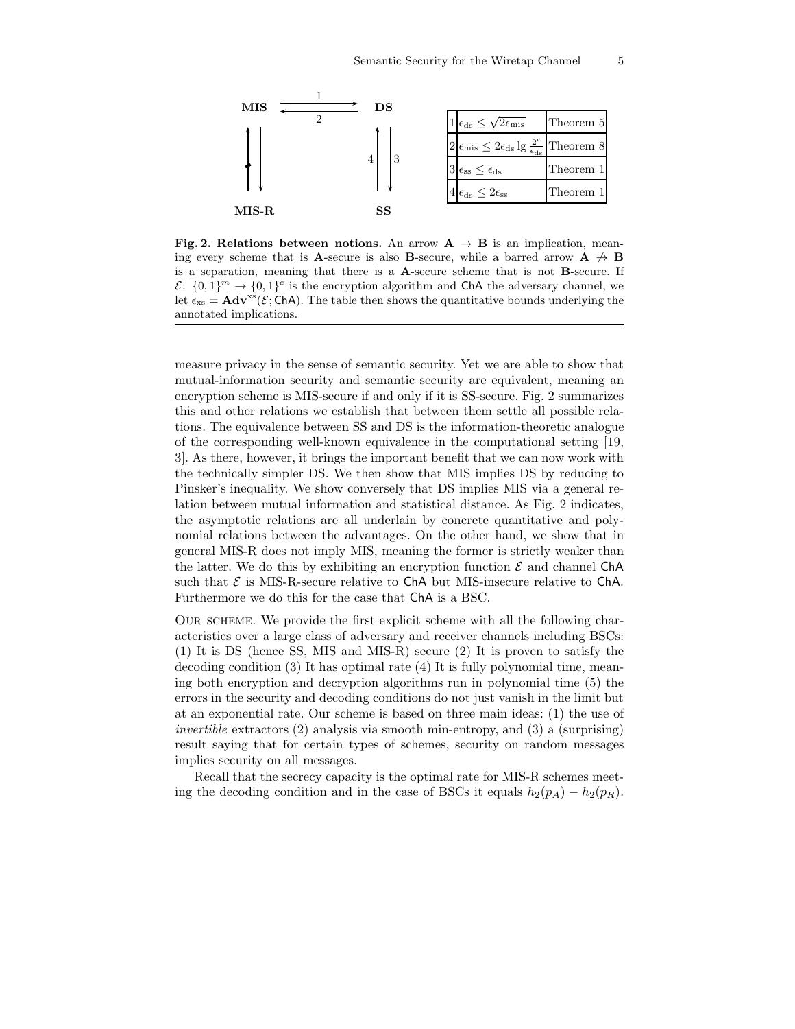| | | |
|---|---|---|
| 1 | $\epsilon_{\rm ds} \le \sqrt{2\epsilon_{\rm mis}}$ | Theorem 5 |
| 2 | $\epsilon_{\rm mis} \le 2\epsilon_{\rm ds} \lg \frac{2^c}{\epsilon_{\rm ds}}$ | Theorem 8 |
| 3 | $\epsilon_{\rm ss} \le \epsilon_{\rm ds}$ | Theorem 1 |
| 4 | $\epsilon_{\rm ds} \le 2\epsilon_{\rm ss}$ | Theorem 1 |

**Fig. 2. Relations between notions.** An arrow $\mathbf{A} \to \mathbf{B}$ is an implication, meaning every scheme that is **A**-secure is also **B**-secure, while a barred arrow $\mathbf{A} \not\to \mathbf{B}$ is a separation, meaning that there is a **A**-secure scheme that is not **B**-secure. If $\mathcal{E}\colon \{0,1\}^m \to \{0,1\}^c$ is the encryption algorithm and ChA the adversary channel, we let $\epsilon_{\rm xs} = \mathbf{Adv}^{\rm xs}(\mathcal{E};\mathsf{ChA})$. The table then shows the quantitative bounds underlying the annotated implications.

measure privacy in the sense of semantic security. Yet we are able to show that mutual-information security and semantic security are equivalent, meaning an encryption scheme is MIS-secure if and only if it is SS-secure. Fig. 2 summarizes this and other relations we establish that between them settle all possible relations. The equivalence between SS and DS is the information-theoretic analogue of the corresponding well-known equivalence in the computational setting [19, 3]. As there, however, it brings the important benefit that we can now work with the technically simpler DS. We then show that MIS implies DS by reducing to Pinsker's inequality. We show conversely that DS implies MIS via a general relation between mutual information and statistical distance. As Fig. 2 indicates, the asymptotic relations are all underlain by concrete quantitative and polynomial relations between the advantages. On the other hand, we show that in general MIS-R does not imply MIS, meaning the former is strictly weaker than the latter. We do this by exhibiting an encryption function $\mathcal{E}$ and channel ChA such that $\mathcal{E}$ is MIS-R-secure relative to ChA but MIS-insecure relative to ChA. Furthermore we do this for the case that ChA is a BSC.

Our scheme. We provide the first explicit scheme with all the following characteristics over a large class of adversary and receiver channels including BSCs: (1) It is DS (hence SS, MIS and MIS-R) secure (2) It is proven to satisfy the decoding condition (3) It has optimal rate (4) It is fully polynomial time, meaning both encryption and decryption algorithms run in polynomial time (5) the errors in the security and decoding conditions do not just vanish in the limit but at an exponential rate. Our scheme is based on three main ideas: (1) the use of *invertible* extractors (2) analysis via smooth min-entropy, and (3) a (surprising) result saying that for certain types of schemes, security on random messages implies security on all messages.

Recall that the secrecy capacity is the optimal rate for MIS-R schemes meeting the decoding condition and in the case of BSCs it equals $h_2(p_A) - h_2(p_R)$.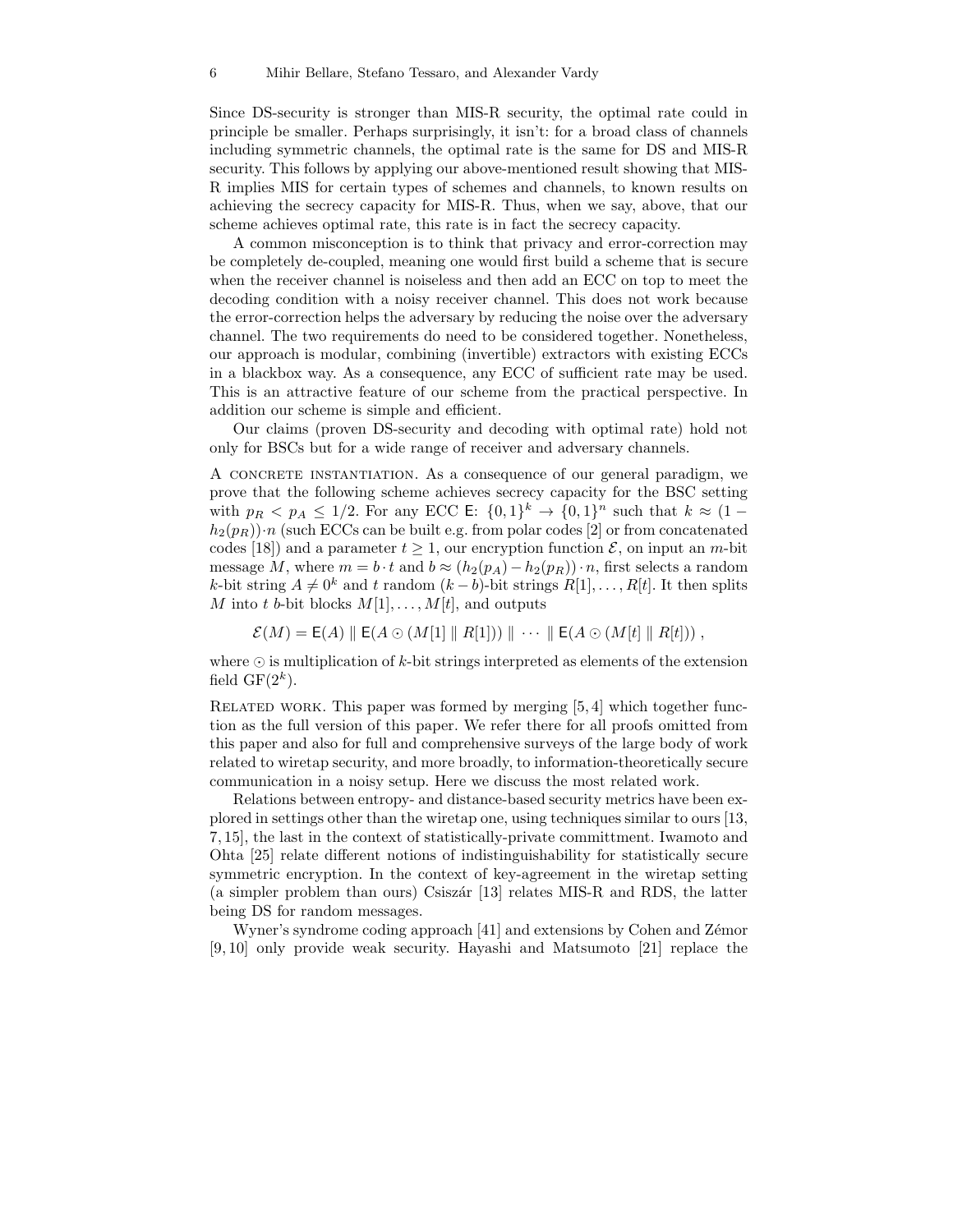Since DS-security is stronger than MIS-R security, the optimal rate could in principle be smaller. Perhaps surprisingly, it isn't: for a broad class of channels including symmetric channels, the optimal rate is the same for DS and MIS-R security. This follows by applying our above-mentioned result showing that MIS-R implies MIS for certain types of schemes and channels, to known results on achieving the secrecy capacity for MIS-R. Thus, when we say, above, that our scheme achieves optimal rate, this rate is in fact the secrecy capacity.

A common misconception is to think that privacy and error-correction may be completely de-coupled, meaning one would first build a scheme that is secure when the receiver channel is noiseless and then add an ECC on top to meet the decoding condition with a noisy receiver channel. This does not work because the error-correction helps the adversary by reducing the noise over the adversary channel. The two requirements do need to be considered together. Nonetheless, our approach is modular, combining (invertible) extractors with existing ECCs in a blackbox way. As a consequence, any ECC of sufficient rate may be used. This is an attractive feature of our scheme from the practical perspective. In addition our scheme is simple and efficient.

Our claims (proven DS-security and decoding with optimal rate) hold not only for BSCs but for a wide range of receiver and adversary channels.

A CONCRETE INSTANTIATION. As a consequence of our general paradigm, we prove that the following scheme achieves secrecy capacity for the BSC setting with $p_R < p_A \leq 1/2$. For any ECC $\mathsf{E}\colon \{0,1\}^k \to \{0,1\}^n$ such that $k \approx (1 - h_2(p_R)) \cdot n$ (such ECCs can be built e.g. from polar codes [2] or from concatenated codes [18]) and a parameter $t \geq 1$, our encryption function $\mathcal{E}$, on input an $m$-bit message $M$, where $m = b \cdot t$ and $b \approx (h_2(p_A) - h_2(p_R)) \cdot n$, first selects a random $k$-bit string $A \neq 0^k$ and $t$ random $(k-b)$-bit strings $R[1], \ldots, R[t]$. It then splits $M$ into $t$ $b$-bit blocks $M[1], \ldots, M[t]$, and outputs

$$\mathcal{E}(M) = \mathsf{E}(A) \parallel \mathsf{E}(A \odot (M[1] \parallel R[1])) \parallel \cdots \parallel \mathsf{E}(A \odot (M[t] \parallel R[t])) ,$$

where $\odot$ is multiplication of $k$-bit strings interpreted as elements of the extension field $\mathrm{GF}(2^k)$.

RELATED WORK. This paper was formed by merging [5, 4] which together function as the full version of this paper. We refer there for all proofs omitted from this paper and also for full and comprehensive surveys of the large body of work related to wiretap security, and more broadly, to information-theoretically secure communication in a noisy setup. Here we discuss the most related work.

Relations between entropy- and distance-based security metrics have been explored in settings other than the wiretap one, using techniques similar to ours [13, 7, 15], the last in the context of statistically-private committment. Iwamoto and Ohta [25] relate different notions of indistinguishability for statistically secure symmetric encryption. In the context of key-agreement in the wiretap setting (a simpler problem than ours) Csiszár [13] relates MIS-R and RDS, the latter being DS for random messages.

Wyner's syndrome coding approach [41] and extensions by Cohen and Zémor [9, 10] only provide weak security. Hayashi and Matsumoto [21] replace the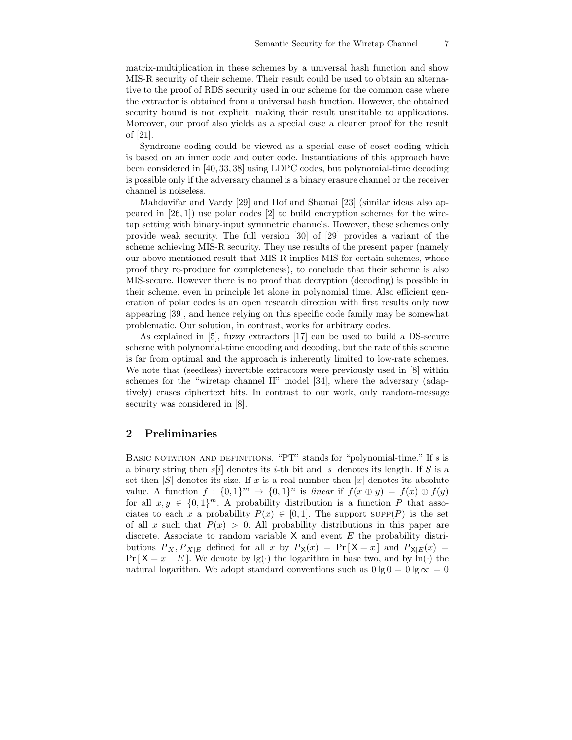matrix-multiplication in these schemes by a universal hash function and show MIS-R security of their scheme. Their result could be used to obtain an alternative to the proof of RDS security used in our scheme for the common case where the extractor is obtained from a universal hash function. However, the obtained security bound is not explicit, making their result unsuitable to applications. Moreover, our proof also yields as a special case a cleaner proof for the result of [21].

Syndrome coding could be viewed as a special case of coset coding which is based on an inner code and outer code. Instantiations of this approach have been considered in [40, 33, 38] using LDPC codes, but polynomial-time decoding is possible only if the adversary channel is a binary erasure channel or the receiver channel is noiseless.

Mahdavifar and Vardy [29] and Hof and Shamai [23] (similar ideas also appeared in [26, 1]) use polar codes [2] to build encryption schemes for the wiretap setting with binary-input symmetric channels. However, these schemes only provide weak security. The full version [30] of [29] provides a variant of the scheme achieving MIS-R security. They use results of the present paper (namely our above-mentioned result that MIS-R implies MIS for certain schemes, whose proof they re-produce for completeness), to conclude that their scheme is also MIS-secure. However there is no proof that decryption (decoding) is possible in their scheme, even in principle let alone in polynomial time. Also efficient generation of polar codes is an open research direction with first results only now appearing [39], and hence relying on this specific code family may be somewhat problematic. Our solution, in contrast, works for arbitrary codes.

As explained in [5], fuzzy extractors [17] can be used to build a DS-secure scheme with polynomial-time encoding and decoding, but the rate of this scheme is far from optimal and the approach is inherently limited to low-rate schemes. We note that (seedless) invertible extractors were previously used in [8] within schemes for the "wiretap channel II" model [34], where the adversary (adaptively) erases ciphertext bits. In contrast to our work, only random-message security was considered in [8].

## 2 Preliminaries

Basic notation and definitions. "PT" stands for "polynomial-time." If $s$ is a binary string then $s[i]$ denotes its $i$-th bit and $|s|$ denotes its length. If $S$ is a set then $|S|$ denotes its size. If $x$ is a real number then $|x|$ denotes its absolute value. A function $f : \{0,1\}^m \rightarrow \{0,1\}^n$ is *linear* if $f(x \oplus y) = f(x) \oplus f(y)$ for all $x, y \in \{0,1\}^m$. A probability distribution is a function $P$ that associates to each $x$ a probability $P(x) \in [0,1]$. The support $\text{SUPP}(P)$ is the set of all $x$ such that $P(x) > 0$. All probability distributions in this paper are discrete. Associate to random variable $\mathsf{X}$ and event $E$ the probability distributions $P_X, P_{X|E}$ defined for all $x$ by $P_{\mathsf{X}}(x) = \Pr[\mathsf{X} = x]$ and $P_{\mathsf{X}|E}(x) = \Pr[\mathsf{X} = x \mid E]$. We denote by $\lg(\cdot)$ the logarithm in base two, and by $\ln(\cdot)$ the natural logarithm. We adopt standard conventions such as $0 \lg 0 = 0 \lg \infty = 0$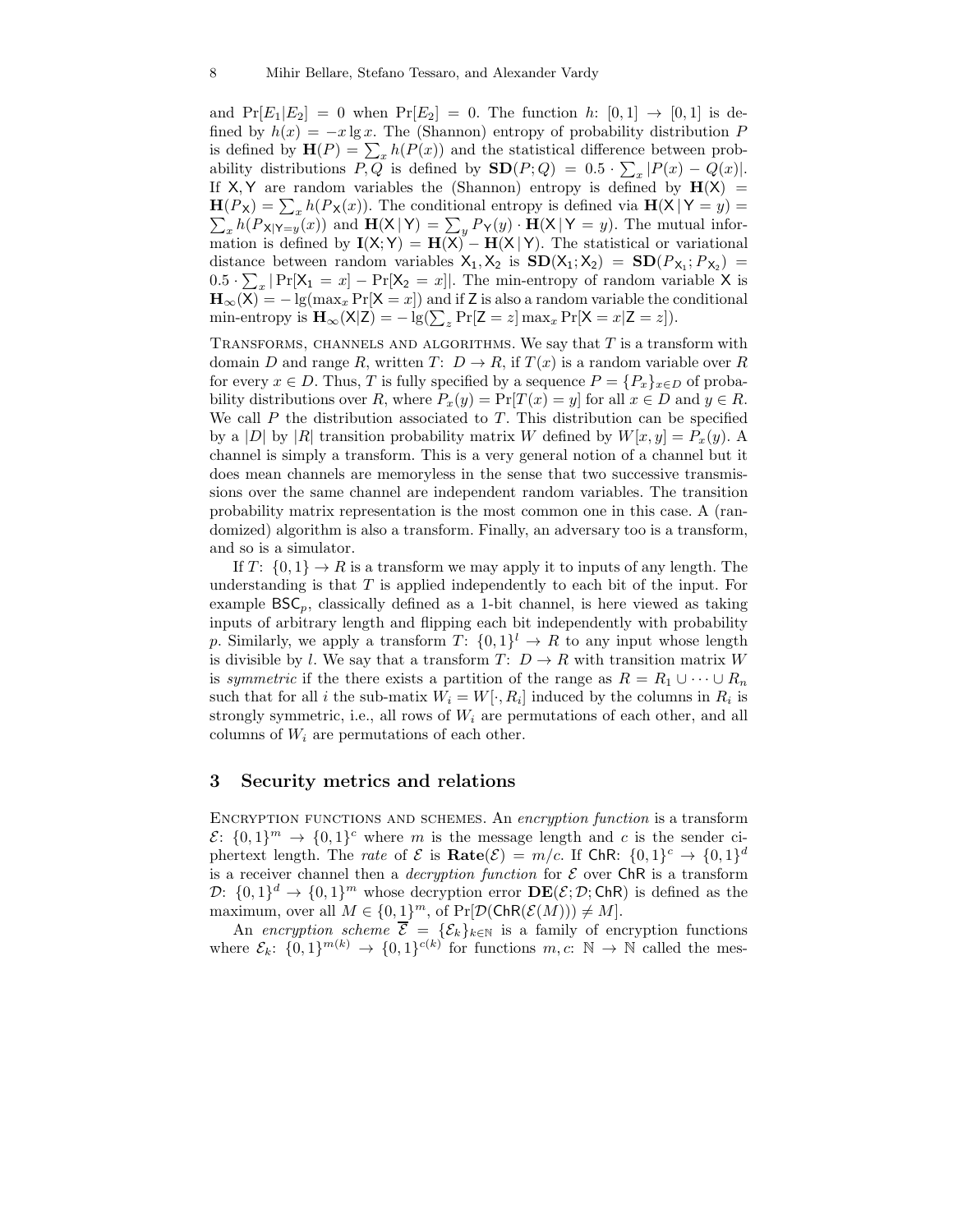and $\Pr[E_1|E_2] = 0$ when $\Pr[E_2] = 0$. The function $h\colon [0,1] \to [0,1]$ is defined by $h(x) = -x \lg x$. The (Shannon) entropy of probability distribution $P$ is defined by $\mathbf{H}(P) = \sum_x h(P(x))$ and the statistical difference between probability distributions $P, Q$ is defined by $\mathbf{SD}(P; Q) = 0.5 \cdot \sum_x |P(x) - Q(x)|$. If $\mathsf{X}, \mathsf{Y}$ are random variables the (Shannon) entropy is defined by $\mathbf{H}(\mathsf{X}) = \mathbf{H}(P_\mathsf{X}) = \sum_x h(P_\mathsf{X}(x))$. The conditional entropy is defined via $\mathbf{H}(\mathsf{X} \,|\, \mathsf{Y} = y) = \sum_x h(P_{\mathsf{X}|\mathsf{Y}=y}(x))$ and $\mathbf{H}(\mathsf{X} \,|\, \mathsf{Y}) = \sum_y P_\mathsf{Y}(y) \cdot \mathbf{H}(\mathsf{X} \,|\, \mathsf{Y} = y)$. The mutual information is defined by $\mathbf{I}(\mathsf{X}; \mathsf{Y}) = \mathbf{H}(\mathsf{X}) - \mathbf{H}(\mathsf{X} \,|\, \mathsf{Y})$. The statistical or variational distance between random variables $\mathsf{X}_1, \mathsf{X}_2$ is $\mathbf{SD}(\mathsf{X}_1; \mathsf{X}_2) = \mathbf{SD}(P_{\mathsf{X}_1}; P_{\mathsf{X}_2}) = 0.5 \cdot \sum_x |\Pr[\mathsf{X}_1 = x] - \Pr[\mathsf{X}_2 = x]|$. The min-entropy of random variable $\mathsf{X}$ is $\mathbf{H}_\infty(\mathsf{X}) = -\lg(\max_x \Pr[\mathsf{X} = x])$ and if $\mathsf{Z}$ is also a random variable the conditional min-entropy is $\mathbf{H}_\infty(\mathsf{X}|\mathsf{Z}) = -\lg(\sum_z \Pr[\mathsf{Z} = z] \max_x \Pr[\mathsf{X} = x|\mathsf{Z} = z])$.

Transforms, channels and algorithms. We say that $T$ is a transform with domain $D$ and range $R$, written $T\colon D \to R$, if $T(x)$ is a random variable over $R$ for every $x \in D$. Thus, $T$ is fully specified by a sequence $P = \{P_x\}_{x \in D}$ of probability distributions over $R$, where $P_x(y) = \Pr[T(x) = y]$ for all $x \in D$ and $y \in R$. We call $P$ the distribution associated to $T$. This distribution can be specified by a $|D|$ by $|R|$ transition probability matrix $W$ defined by $W[x, y] = P_x(y)$. A channel is simply a transform. This is a very general notion of a channel but it does mean channels are memoryless in the sense that two successive transmissions over the same channel are independent random variables. The transition probability matrix representation is the most common one in this case. A (randomized) algorithm is also a transform. Finally, an adversary too is a transform, and so is a simulator.

If $T\colon \{0,1\} \to R$ is a transform we may apply it to inputs of any length. The understanding is that $T$ is applied independently to each bit of the input. For example $\mathsf{BSC}_p$, classically defined as a 1-bit channel, is here viewed as taking inputs of arbitrary length and flipping each bit independently with probability $p$. Similarly, we apply a transform $T\colon \{0,1\}^l \to R$ to any input whose length is divisible by $l$. We say that a transform $T\colon D \to R$ with transition matrix $W$ is *symmetric* if the there exists a partition of the range as $R = R_1 \cup \cdots \cup R_n$ such that for all $i$ the sub-matix $W_i = W[\cdot, R_i]$ induced by the columns in $R_i$ is strongly symmetric, i.e., all rows of $W_i$ are permutations of each other, and all columns of $W_i$ are permutations of each other.

## 3 Security metrics and relations

Encryption functions and schemes. An *encryption function* is a transform $\mathcal{E}\colon \{0,1\}^m \to \{0,1\}^c$ where $m$ is the message length and $c$ is the sender ciphertext length. The *rate* of $\mathcal{E}$ is $\mathbf{Rate}(\mathcal{E}) = m/c$. If $\mathsf{ChR}\colon \{0,1\}^c \to \{0,1\}^d$ is a receiver channel then a *decryption function* for $\mathcal{E}$ over $\mathsf{ChR}$ is a transform $\mathcal{D}\colon \{0,1\}^d \to \{0,1\}^m$ whose decryption error $\mathbf{DE}(\mathcal{E}; \mathcal{D}; \mathsf{ChR})$ is defined as the maximum, over all $M \in \{0,1\}^m$, of $\Pr[\mathcal{D}(\mathsf{ChR}(\mathcal{E}(M))) \neq M]$.

An *encryption scheme* $\overline{\mathcal{E}} = \{\mathcal{E}_k\}_{k \in \mathbb{N}}$ is a family of encryption functions where $\mathcal{E}_k\colon \{0,1\}^{m(k)} \to \{0,1\}^{c(k)}$ for functions $m, c\colon \mathbb{N} \to \mathbb{N}$ called the mes-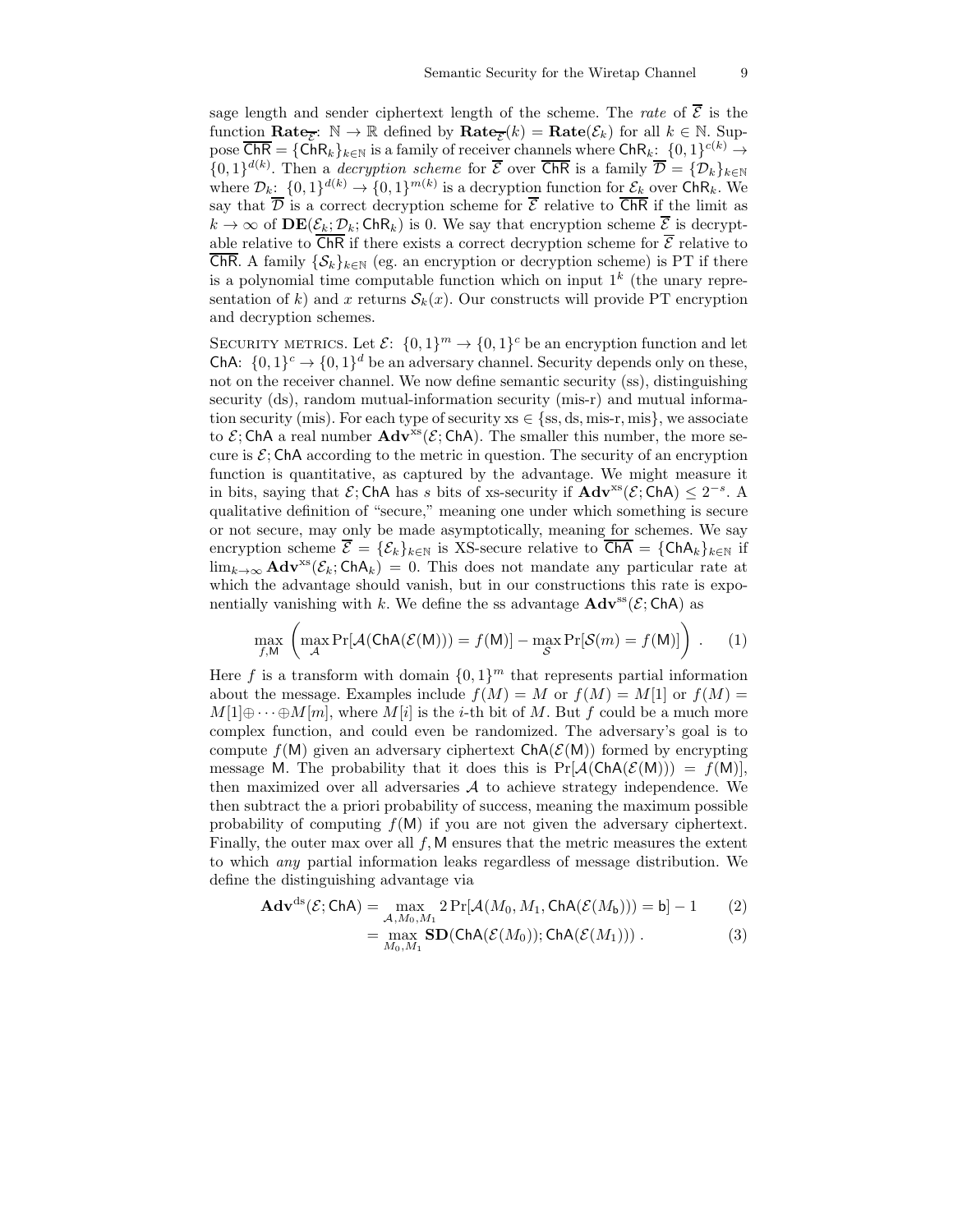sage length and sender ciphertext length of the scheme. The *rate* of $\overline{\mathcal{E}}$ is the function $\mathbf{Rate}_{\overline{\mathcal{E}}}\colon \mathbb{N} \to \mathbb{R}$ defined by $\mathbf{Rate}_{\overline{\mathcal{E}}}(k) = \mathbf{Rate}(\mathcal{E}_k)$ for all $k \in \mathbb{N}$. Suppose $\overline{\mathsf{ChR}} = \{\mathsf{ChR}_k\}_{k\in\mathbb{N}}$ is a family of receiver channels where $\mathsf{ChR}_k\colon \{0,1\}^{c(k)} \to \{0,1\}^{d(k)}$. Then a *decryption scheme* for $\overline{\mathcal{E}}$ over $\overline{\mathsf{ChR}}$ is a family $\overline{\mathcal{D}} = \{\mathcal{D}_k\}_{k\in\mathbb{N}}$ where $\mathcal{D}_k\colon \{0,1\}^{d(k)} \to \{0,1\}^{m(k)}$ is a decryption function for $\mathcal{E}_k$ over $\mathsf{ChR}_k$. We say that $\overline{\mathcal{D}}$ is a correct decryption scheme for $\overline{\mathcal{E}}$ relative to $\overline{\mathsf{ChR}}$ if the limit as $k \to \infty$ of $\mathbf{DE}(\mathcal{E}_k; \mathcal{D}_k; \mathsf{ChR}_k)$ is 0. We say that encryption scheme $\overline{\mathcal{E}}$ is decryptable relative to $\overline{\mathsf{ChR}}$ if there exists a correct decryption scheme for $\overline{\mathcal{E}}$ relative to $\overline{\mathsf{ChR}}$. A family $\{\mathcal{S}_k\}_{k\in\mathbb{N}}$ (eg. an encryption or decryption scheme) is PT if there is a polynomial time computable function which on input $1^k$ (the unary representation of $k$) and $x$ returns $\mathcal{S}_k(x)$. Our constructs will provide PT encryption and decryption schemes.

Security metrics. Let $\mathcal{E}\colon \{0,1\}^m \to \{0,1\}^c$ be an encryption function and let $\mathsf{ChA}\colon \{0,1\}^c \to \{0,1\}^d$ be an adversary channel. Security depends only on these, not on the receiver channel. We now define semantic security (ss), distinguishing security (ds), random mutual-information security (mis-r) and mutual information security (mis). For each type of security $\mathrm{xs} \in \{\mathrm{ss}, \mathrm{ds}, \text{mis-r}, \mathrm{mis}\}$, we associate to $\mathcal{E}; \mathsf{ChA}$ a real number $\mathbf{Adv}^{\mathrm{xs}}(\mathcal{E}; \mathsf{ChA})$. The smaller this number, the more secure is $\mathcal{E}; \mathsf{ChA}$ according to the metric in question. The security of an encryption function is quantitative, as captured by the advantage. We might measure it in bits, saying that $\mathcal{E}; \mathsf{ChA}$ has $s$ bits of xs-security if $\mathbf{Adv}^{\mathrm{xs}}(\mathcal{E}; \mathsf{ChA}) \le 2^{-s}$. A qualitative definition of "secure," meaning one under which something is secure or not secure, may only be made asymptotically, meaning for schemes. We say encryption scheme $\overline{\mathcal{E}} = \{\mathcal{E}_k\}_{k\in\mathbb{N}}$ is XS-secure relative to $\overline{\mathsf{ChA}} = \{\mathsf{ChA}_k\}_{k\in\mathbb{N}}$ if $\lim_{k\to\infty} \mathbf{Adv}^{\mathrm{xs}}(\mathcal{E}_k; \mathsf{ChA}_k) = 0$. This does not mandate any particular rate at which the advantage should vanish, but in our constructions this rate is exponentially vanishing with $k$. We define the ss advantage $\mathbf{Adv}^{\mathrm{ss}}(\mathcal{E}; \mathsf{ChA})$ as

$$\max_{f,\mathsf{M}} \left( \max_{\mathcal{A}} \Pr[\mathcal{A}(\mathsf{ChA}(\mathcal{E}(\mathsf{M}))) = f(\mathsf{M})] - \max_{\mathcal{S}} \Pr[\mathcal{S}(m) = f(\mathsf{M})] \right) . \qquad (1)$$

Here $f$ is a transform with domain $\{0,1\}^m$ that represents partial information about the message. Examples include $f(M) = M$ or $f(M) = M[1]$ or $f(M) = M[1] \oplus \cdots \oplus M[m]$, where $M[i]$ is the $i$-th bit of $M$. But $f$ could be a much more complex function, and could even be randomized. The adversary's goal is to compute $f(\mathsf{M})$ given an adversary ciphertext $\mathsf{ChA}(\mathcal{E}(\mathsf{M}))$ formed by encrypting message $\mathsf{M}$. The probability that it does this is $\Pr[\mathcal{A}(\mathsf{ChA}(\mathcal{E}(\mathsf{M}))) = f(\mathsf{M})]$, then maximized over all adversaries $\mathcal{A}$ to achieve strategy independence. We then subtract the a priori probability of success, meaning the maximum possible probability of computing $f(\mathsf{M})$ if you are not given the adversary ciphertext. Finally, the outer max over all $f, \mathsf{M}$ ensures that the metric measures the extent to which *any* partial information leaks regardless of message distribution. We define the distinguishing advantage via

$$\mathbf{Adv}^{\mathrm{ds}}(\mathcal{E}; \mathsf{ChA}) = \max_{\mathcal{A}, M_0, M_1} 2\Pr[\mathcal{A}(M_0, M_1, \mathsf{ChA}(\mathcal{E}(M_{\mathsf{b}}))) = \mathsf{b}] - 1 \qquad (2)$$

$$= \max_{M_0, M_1} \mathbf{SD}(\mathsf{ChA}(\mathcal{E}(M_0)); \mathsf{ChA}(\mathcal{E}(M_1))) . \qquad (3)$$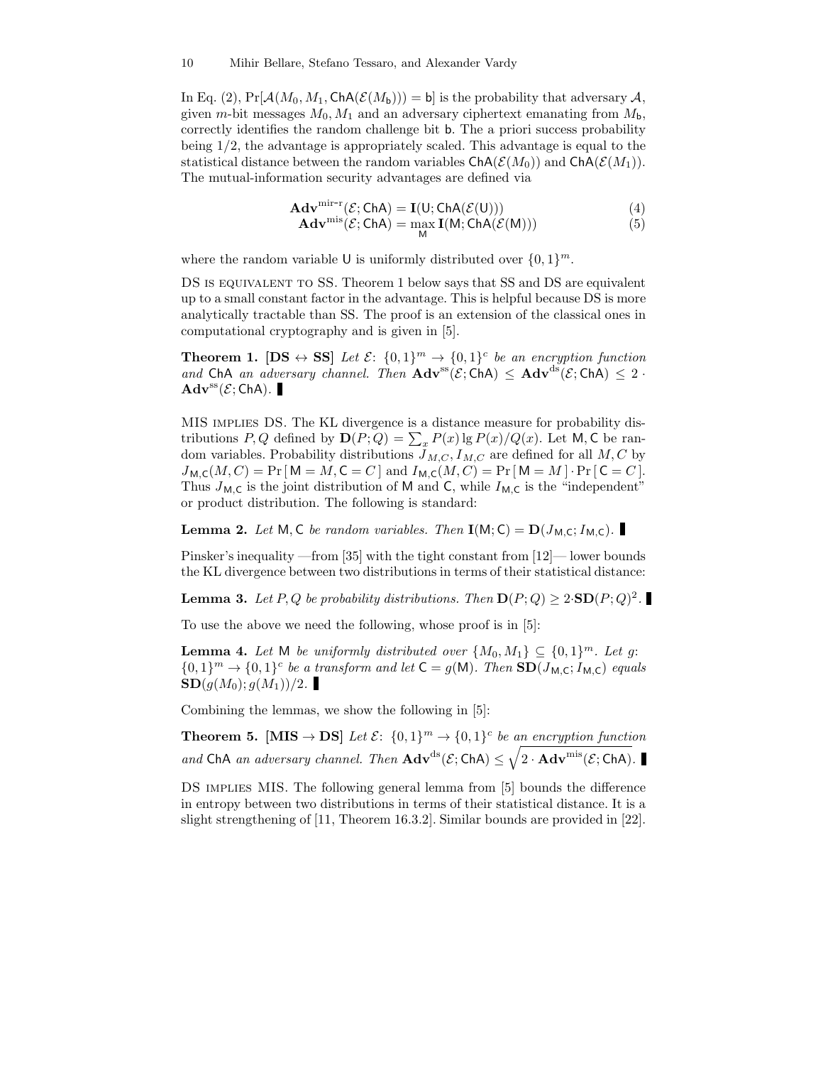In Eq. (2), $\Pr[\mathcal{A}(M_0, M_1, \mathsf{ChA}(\mathcal{E}(M_\mathsf{b}))) = \mathsf{b}]$ is the probability that adversary $\mathcal{A}$, given $m$-bit messages $M_0, M_1$ and an adversary ciphertext emanating from $M_\mathsf{b}$, correctly identifies the random challenge bit $\mathsf{b}$. The a priori success probability being $1/2$, the advantage is appropriately scaled. This advantage is equal to the statistical distance between the random variables $\mathsf{ChA}(\mathcal{E}(M_0))$ and $\mathsf{ChA}(\mathcal{E}(M_1))$. The mutual-information security advantages are defined via

$$\mathbf{Adv}^{\text{mir-r}}(\mathcal{E}; \mathsf{ChA}) = \mathbf{I}(\mathsf{U}; \mathsf{ChA}(\mathcal{E}(\mathsf{U}))) \tag{4}$$

$$\mathbf{Adv}^{\text{mis}}(\mathcal{E}; \mathsf{ChA}) = \max_{\mathsf{M}} \mathbf{I}(\mathsf{M}; \mathsf{ChA}(\mathcal{E}(\mathsf{M}))) \tag{5}$$

where the random variable $\mathsf{U}$ is uniformly distributed over $\{0,1\}^m$.

DS IS EQUIVALENT TO SS. Theorem 1 below says that SS and DS are equivalent up to a small constant factor in the advantage. This is helpful because DS is more analytically tractable than SS. The proof is an extension of the classical ones in computational cryptography and is given in [5].

**Theorem 1. [DS $\leftrightarrow$ SS]** *Let $\mathcal{E}\colon \{0,1\}^m \to \{0,1\}^c$ be an encryption function and $\mathsf{ChA}$ an adversary channel. Then $\mathbf{Adv}^{\text{ss}}(\mathcal{E}; \mathsf{ChA}) \le \mathbf{Adv}^{\text{ds}}(\mathcal{E}; \mathsf{ChA}) \le 2 \cdot \mathbf{Adv}^{\text{ss}}(\mathcal{E}; \mathsf{ChA})$.* ∎

MIS IMPLIES DS. The KL divergence is a distance measure for probability distributions $P, Q$ defined by $\mathbf{D}(P; Q) = \sum_x P(x) \lg P(x)/Q(x)$. Let $\mathsf{M}, \mathsf{C}$ be random variables. Probability distributions $J_{M,C}, I_{M,C}$ are defined for all $M, C$ by $J_{\mathsf{M},\mathsf{C}}(M, C) = \Pr[\,\mathsf{M} = M, \mathsf{C} = C\,]$ and $I_{\mathsf{M},\mathsf{C}}(M, C) = \Pr[\,\mathsf{M} = M\,] \cdot \Pr[\,\mathsf{C} = C\,]$. Thus $J_{\mathsf{M},\mathsf{C}}$ is the joint distribution of $\mathsf{M}$ and $\mathsf{C}$, while $I_{\mathsf{M},\mathsf{C}}$ is the "independent" or product distribution. The following is standard:

**Lemma 2.** *Let $\mathsf{M}, \mathsf{C}$ be random variables. Then $\mathbf{I}(\mathsf{M}; \mathsf{C}) = \mathbf{D}(J_{\mathsf{M},\mathsf{C}}; I_{\mathsf{M},\mathsf{C}})$.* ∎

Pinsker's inequality —from [35] with the tight constant from [12]— lower bounds the KL divergence between two distributions in terms of their statistical distance:

**Lemma 3.** *Let $P, Q$ be probability distributions. Then $\mathbf{D}(P; Q) \ge 2 {\cdot} \mathbf{SD}(P; Q)^2$.* ∎

To use the above we need the following, whose proof is in [5]:

**Lemma 4.** *Let $\mathsf{M}$ be uniformly distributed over $\{M_0, M_1\} \subseteq \{0,1\}^m$. Let $g\colon \{0,1\}^m \to \{0,1\}^c$ be a transform and let $\mathsf{C} = g(\mathsf{M})$. Then $\mathbf{SD}(J_{\mathsf{M},\mathsf{C}}; I_{\mathsf{M},\mathsf{C}})$ equals $\mathbf{SD}(g(M_0); g(M_1))/2$.* ∎

Combining the lemmas, we show the following in [5]:

**Theorem 5. [MIS $\to$ DS]** *Let $\mathcal{E}\colon \{0,1\}^m \to \{0,1\}^c$ be an encryption function and $\mathsf{ChA}$ an adversary channel. Then $\mathbf{Adv}^{\text{ds}}(\mathcal{E}; \mathsf{ChA}) \le \sqrt{2 \cdot \mathbf{Adv}^{\text{mis}}(\mathcal{E}; \mathsf{ChA})}$.* ∎

DS IMPLIES MIS. The following general lemma from [5] bounds the difference in entropy between two distributions in terms of their statistical distance. It is a slight strengthening of [11, Theorem 16.3.2]. Similar bounds are provided in [22].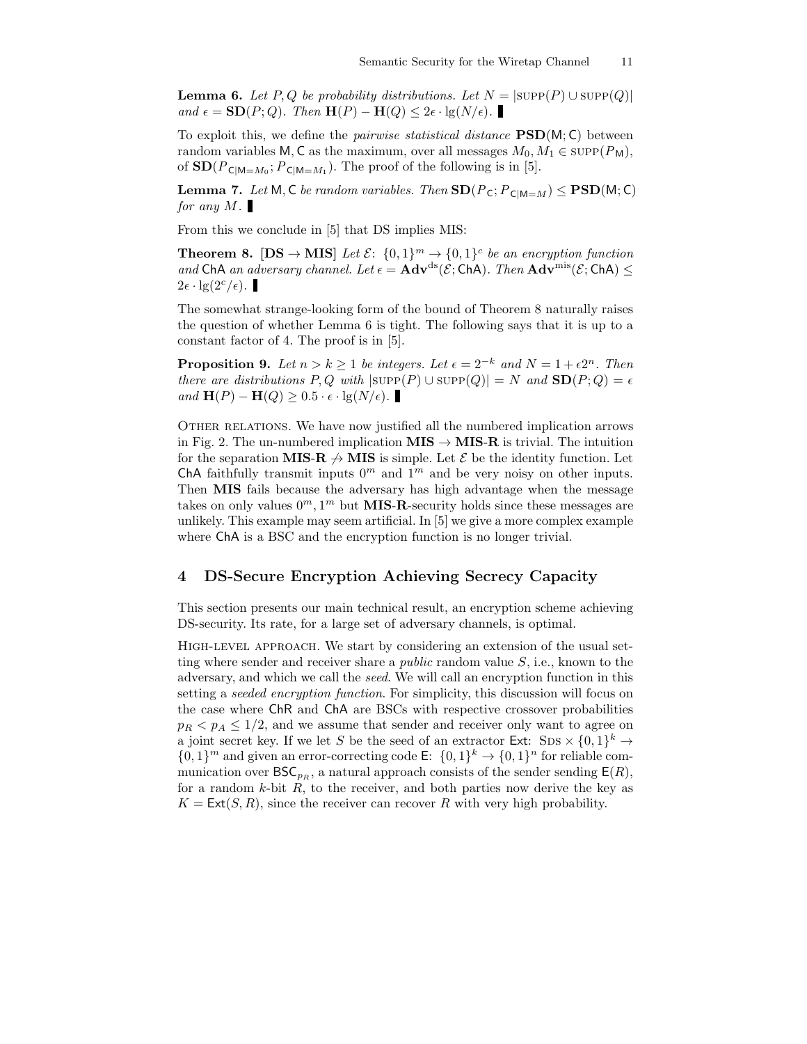**Lemma 6.** *Let $P, Q$ be probability distributions. Let $N = |\text{SUPP}(P) \cup \text{SUPP}(Q)|$ and $\epsilon = \mathbf{SD}(P; Q)$. Then $\mathbf{H}(P) - \mathbf{H}(Q) \leq 2\epsilon \cdot \lg(N/\epsilon)$.* ∎

To exploit this, we define the *pairwise statistical distance* $\mathbf{PSD}(\mathsf{M}; \mathsf{C})$ between random variables $\mathsf{M}, \mathsf{C}$ as the maximum, over all messages $M_0, M_1 \in \text{SUPP}(P_{\mathsf{M}})$, of $\mathbf{SD}(P_{\mathsf{C}|\mathsf{M}=M_0}; P_{\mathsf{C}|\mathsf{M}=M_1})$. The proof of the following is in [5].

**Lemma 7.** *Let $\mathsf{M}, \mathsf{C}$ be random variables. Then $\mathbf{SD}(P_{\mathsf{C}}; P_{\mathsf{C}|\mathsf{M}=M}) \leq \mathbf{PSD}(\mathsf{M}; \mathsf{C})$ for any $M$.* ∎

From this we conclude in [5] that DS implies MIS:

**Theorem 8. [DS → MIS]** *Let $\mathcal{E}\colon \{0,1\}^m \to \{0,1\}^c$ be an encryption function and $\mathsf{ChA}$ an adversary channel. Let $\epsilon = \mathbf{Adv}^{\text{ds}}(\mathcal{E}; \mathsf{ChA})$. Then $\mathbf{Adv}^{\text{mis}}(\mathcal{E}; \mathsf{ChA}) \leq 2\epsilon \cdot \lg(2^c/\epsilon)$.* ∎

The somewhat strange-looking form of the bound of Theorem 8 naturally raises the question of whether Lemma 6 is tight. The following says that it is up to a constant factor of 4. The proof is in [5].

**Proposition 9.** *Let $n > k \geq 1$ be integers. Let $\epsilon = 2^{-k}$ and $N = 1 + \epsilon 2^n$. Then there are distributions $P, Q$ with $|\text{SUPP}(P) \cup \text{SUPP}(Q)| = N$ and $\mathbf{SD}(P; Q) = \epsilon$ and $\mathbf{H}(P) - \mathbf{H}(Q) \geq 0.5 \cdot \epsilon \cdot \lg(N/\epsilon)$.* ∎

Other relations. We have now justified all the numbered implication arrows in Fig. 2. The un-numbered implication **MIS** → **MIS-R** is trivial. The intuition for the separation **MIS-R** $\not\to$ **MIS** is simple. Let $\mathcal{E}$ be the identity function. Let $\mathsf{ChA}$ faithfully transmit inputs $0^m$ and $1^m$ and be very noisy on other inputs. Then **MIS** fails because the adversary has high advantage when the message takes on only values $0^m, 1^m$ but **MIS-R**-security holds since these messages are unlikely. This example may seem artificial. In [5] we give a more complex example where $\mathsf{ChA}$ is a BSC and the encryption function is no longer trivial.

## 4 DS-Secure Encryption Achieving Secrecy Capacity

This section presents our main technical result, an encryption scheme achieving DS-security. Its rate, for a large set of adversary channels, is optimal.

High-level approach. We start by considering an extension of the usual setting where sender and receiver share a *public* random value $S$, i.e., known to the adversary, and which we call the *seed*. We will call an encryption function in this setting a *seeded encryption function*. For simplicity, this discussion will focus on the case where $\mathsf{ChR}$ and $\mathsf{ChA}$ are BSCs with respective crossover probabilities $p_R < p_A \leq 1/2$, and we assume that sender and receiver only want to agree on a joint secret key. If we let $S$ be the seed of an extractor $\mathsf{Ext}\colon \text{SDS} \times \{0,1\}^k \to \{0,1\}^m$ and given an error-correcting code $\mathsf{E}\colon \{0,1\}^k \to \{0,1\}^n$ for reliable communication over $\mathsf{BSC}_{p_R}$, a natural approach consists of the sender sending $\mathsf{E}(R)$, for a random $k$-bit $R$, to the receiver, and both parties now derive the key as $K = \mathsf{Ext}(S, R)$, since the receiver can recover $R$ with very high probability.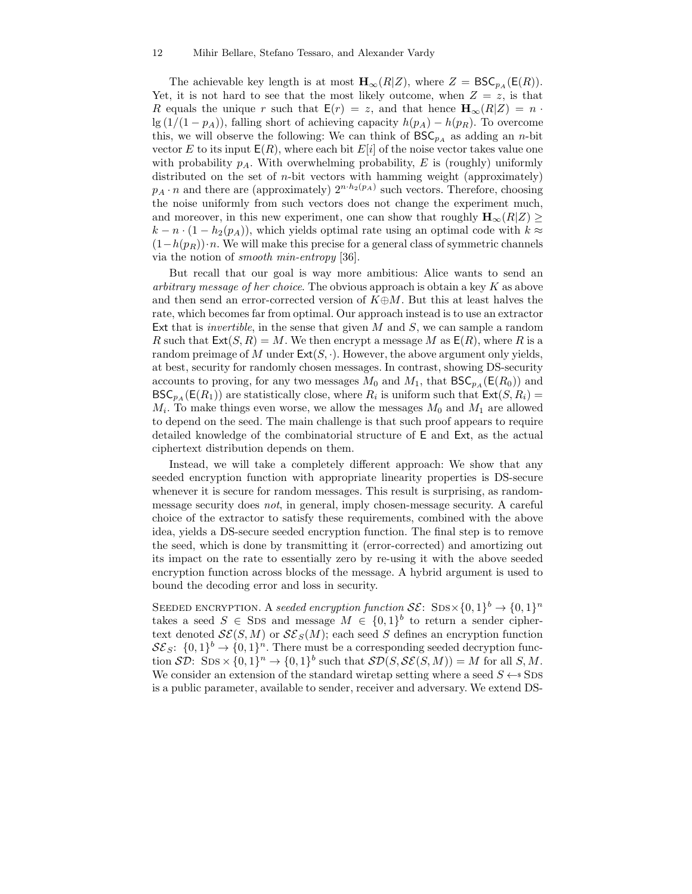The achievable key length is at most $\mathbf{H}_\infty(R|Z)$, where $Z = \mathsf{BSC}_{p_A}(\mathsf{E}(R))$. Yet, it is not hard to see that the most likely outcome, when $Z = z$, is that $R$ equals the unique $r$ such that $\mathsf{E}(r) = z$, and that hence $\mathbf{H}_\infty(R|Z) = n \cdot \lg(1/(1-p_A))$, falling short of achieving capacity $h(p_A) - h(p_R)$. To overcome this, we will observe the following: We can think of $\mathsf{BSC}_{p_A}$ as adding an $n$-bit vector $E$ to its input $\mathsf{E}(R)$, where each bit $E[i]$ of the noise vector takes value one with probability $p_A$. With overwhelming probability, $E$ is (roughly) uniformly distributed on the set of $n$-bit vectors with hamming weight (approximately) $p_A \cdot n$ and there are (approximately) $2^{n \cdot h_2(p_A)}$ such vectors. Therefore, choosing the noise uniformly from such vectors does not change the experiment much, and moreover, in this new experiment, one can show that roughly $\mathbf{H}_\infty(R|Z) \geq k - n \cdot (1 - h_2(p_A))$, which yields optimal rate using an optimal code with $k \approx (1 - h(p_R)) \cdot n$. We will make this precise for a general class of symmetric channels via the notion of *smooth min-entropy* [36].

But recall that our goal is way more ambitious: Alice wants to send an *arbitrary message of her choice*. The obvious approach is obtain a key $K$ as above and then send an error-corrected version of $K \oplus M$. But this at least halves the rate, which becomes far from optimal. Our approach instead is to use an extractor $\mathsf{Ext}$ that is *invertible*, in the sense that given $M$ and $S$, we can sample a random $R$ such that $\mathsf{Ext}(S, R) = M$. We then encrypt a message $M$ as $\mathsf{E}(R)$, where $R$ is a random preimage of $M$ under $\mathsf{Ext}(S, \cdot)$. However, the above argument only yields, at best, security for randomly chosen messages. In contrast, showing DS-security accounts to proving, for any two messages $M_0$ and $M_1$, that $\mathsf{BSC}_{p_A}(\mathsf{E}(R_0))$ and $\mathsf{BSC}_{p_A}(\mathsf{E}(R_1))$ are statistically close, where $R_i$ is uniform such that $\mathsf{Ext}(S, R_i) = M_i$. To make things even worse, we allow the messages $M_0$ and $M_1$ are allowed to depend on the seed. The main challenge is that such proof appears to require detailed knowledge of the combinatorial structure of $\mathsf{E}$ and $\mathsf{Ext}$, as the actual ciphertext distribution depends on them.

Instead, we will take a completely different approach: We show that any seeded encryption function with appropriate linearity properties is DS-secure whenever it is secure for random messages. This result is surprising, as random-message security does *not*, in general, imply chosen-message security. A careful choice of the extractor to satisfy these requirements, combined with the above idea, yields a DS-secure seeded encryption function. The final step is to remove the seed, which is done by transmitting it (error-corrected) and amortizing out its impact on the rate to essentially zero by re-using it with the above seeded encryption function across blocks of the message. A hybrid argument is used to bound the decoding error and loss in security.

Seeded encryption. A *seeded encryption function* $\mathcal{SE}\colon \mathrm{Sds} \times \{0,1\}^b \to \{0,1\}^n$ takes a seed $S \in \mathrm{Sds}$ and message $M \in \{0,1\}^b$ to return a sender ciphertext denoted $\mathcal{SE}(S, M)$ or $\mathcal{SE}_S(M)$; each seed $S$ defines an encryption function $\mathcal{SE}_S\colon \{0,1\}^b \to \{0,1\}^n$. There must be a corresponding seeded decryption function $\mathcal{SD}\colon \mathrm{Sds} \times \{0,1\}^n \to \{0,1\}^b$ such that $\mathcal{SD}(S, \mathcal{SE}(S, M)) = M$ for all $S, M$. We consider an extension of the standard wiretap setting where a seed $S \leftarrow_{\$} \mathrm{Sds}$ is a public parameter, available to sender, receiver and adversary. We extend DS-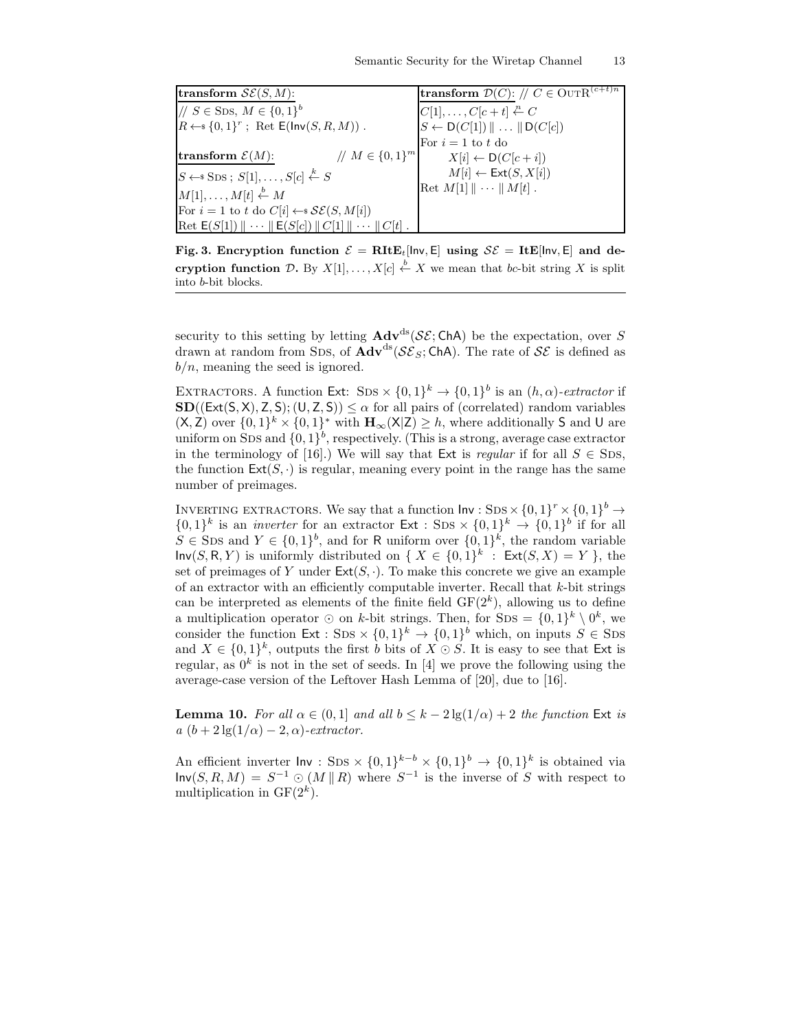| **transform** $\mathcal{SE}(S, M)$: | **transform** $\mathcal{D}(C)$: // $C \in \text{OutR}^{(c+t)n}$ |
|---|---|
| // $S \in \text{Sds}$, $M \in \{0,1\}^b$ | $C[1], \ldots, C[c+t] \stackrel{n}{\leftarrow} C$ |
| $R \leftarrow\!\!\$ \{0,1\}^r$ ; Ret $\mathsf{E}(\mathsf{Inv}(S, R, M))$ . | $S \leftarrow \mathsf{D}(C[1]) \parallel \ldots \parallel \mathsf{D}(C[c])$ |
| **transform** $\mathcal{E}(M)$: // $M \in \{0,1\}^m$ | For $i = 1$ to $t$ do |
| $S \leftarrow\!\!\$ \text{Sds}$ ; $S[1], \ldots, S[c] \stackrel{k}{\leftarrow} S$ | $X[i] \leftarrow \mathsf{D}(C[c+i])$ |
| $M[1], \ldots, M[t] \stackrel{b}{\leftarrow} M$ | $M[i] \leftarrow \mathsf{Ext}(S, X[i])$ |
| For $i = 1$ to $t$ do $C[i] \leftarrow\!\!\$ \mathcal{SE}(S, M[i])$ | Ret $M[1] \parallel \cdots \parallel M[t]$ . |
| Ret $\mathsf{E}(S[1]) \parallel \cdots \parallel \mathsf{E}(S[c]) \parallel C[1] \parallel \cdots \parallel C[t]$ . | |

**Fig. 3. Encryption function $\mathcal{E} = \mathbf{RItE}_t[\mathsf{Inv}, \mathsf{E}]$ using $\mathcal{SE} = \mathbf{ItE}[\mathsf{Inv}, \mathsf{E}]$ and decryption function $\mathcal{D}$.** By $X[1], \ldots, X[c] \stackrel{b}{\leftarrow} X$ we mean that $bc$-bit string $X$ is split into $b$-bit blocks.

security to this setting by letting $\mathbf{Adv}^{\text{ds}}(\mathcal{SE}; \mathsf{ChA})$ be the expectation, over $S$ drawn at random from Sds, of $\mathbf{Adv}^{\text{ds}}(\mathcal{SE}_S; \mathsf{ChA})$. The rate of $\mathcal{SE}$ is defined as $b/n$, meaning the seed is ignored.

Extractors. A function $\mathsf{Ext}$: $\text{Sds} \times \{0,1\}^k \to \{0,1\}^b$ is an $(h, \alpha)$-*extractor* if $\mathbf{SD}((\mathsf{Ext}(\mathsf{S}, \mathsf{X}), \mathsf{Z}, \mathsf{S}); (\mathsf{U}, \mathsf{Z}, \mathsf{S})) \le \alpha$ for all pairs of (correlated) random variables $(\mathsf{X}, \mathsf{Z})$ over $\{0,1\}^k \times \{0,1\}^*$ with $\mathbf{H}_\infty(\mathsf{X}|\mathsf{Z}) \ge h$, where additionally $\mathsf{S}$ and $\mathsf{U}$ are uniform on Sds and $\{0,1\}^b$, respectively. (This is a strong, average case extractor in the terminology of [16].) We will say that $\mathsf{Ext}$ is *regular* if for all $S \in \text{Sds}$, the function $\mathsf{Ext}(S, \cdot)$ is regular, meaning every point in the range has the same number of preimages.

Inverting extractors. We say that a function $\mathsf{Inv} : \text{Sds} \times \{0,1\}^r \times \{0,1\}^b \to \{0,1\}^k$ is an *inverter* for an extractor $\mathsf{Ext} : \text{Sds} \times \{0,1\}^k \to \{0,1\}^b$ if for all $S \in \text{Sds}$ and $Y \in \{0,1\}^b$, and for $\mathsf{R}$ uniform over $\{0,1\}^k$, the random variable $\mathsf{Inv}(S, \mathsf{R}, Y)$ is uniformly distributed on $\{\, X \in \{0,1\}^k \ : \ \mathsf{Ext}(S, X) = Y \,\}$, the set of preimages of $Y$ under $\mathsf{Ext}(S, \cdot)$. To make this concrete we give an example of an extractor with an efficiently computable inverter. Recall that $k$-bit strings can be interpreted as elements of the finite field $\text{GF}(2^k)$, allowing us to define a multiplication operator $\odot$ on $k$-bit strings. Then, for $\text{Sds} = \{0,1\}^k \setminus 0^k$, we consider the function $\mathsf{Ext} : \text{Sds} \times \{0,1\}^k \to \{0,1\}^b$ which, on inputs $S \in \text{Sds}$ and $X \in \{0,1\}^k$, outputs the first $b$ bits of $X \odot S$. It is easy to see that $\mathsf{Ext}$ is regular, as $0^k$ is not in the set of seeds. In [4] we prove the following using the average-case version of the Leftover Hash Lemma of [20], due to [16].

**Lemma 10.** *For all $\alpha \in (0, 1]$ and all $b \le k - 2\lg(1/\alpha) + 2$ the function $\mathsf{Ext}$ is a $(b + 2\lg(1/\alpha) - 2, \alpha)$-extractor.*

An efficient inverter $\mathsf{Inv} : \text{Sds} \times \{0,1\}^{k-b} \times \{0,1\}^b \to \{0,1\}^k$ is obtained via $\mathsf{Inv}(S, R, M) = S^{-1} \odot (M \parallel R)$ where $S^{-1}$ is the inverse of $S$ with respect to multiplication in $\text{GF}(2^k)$.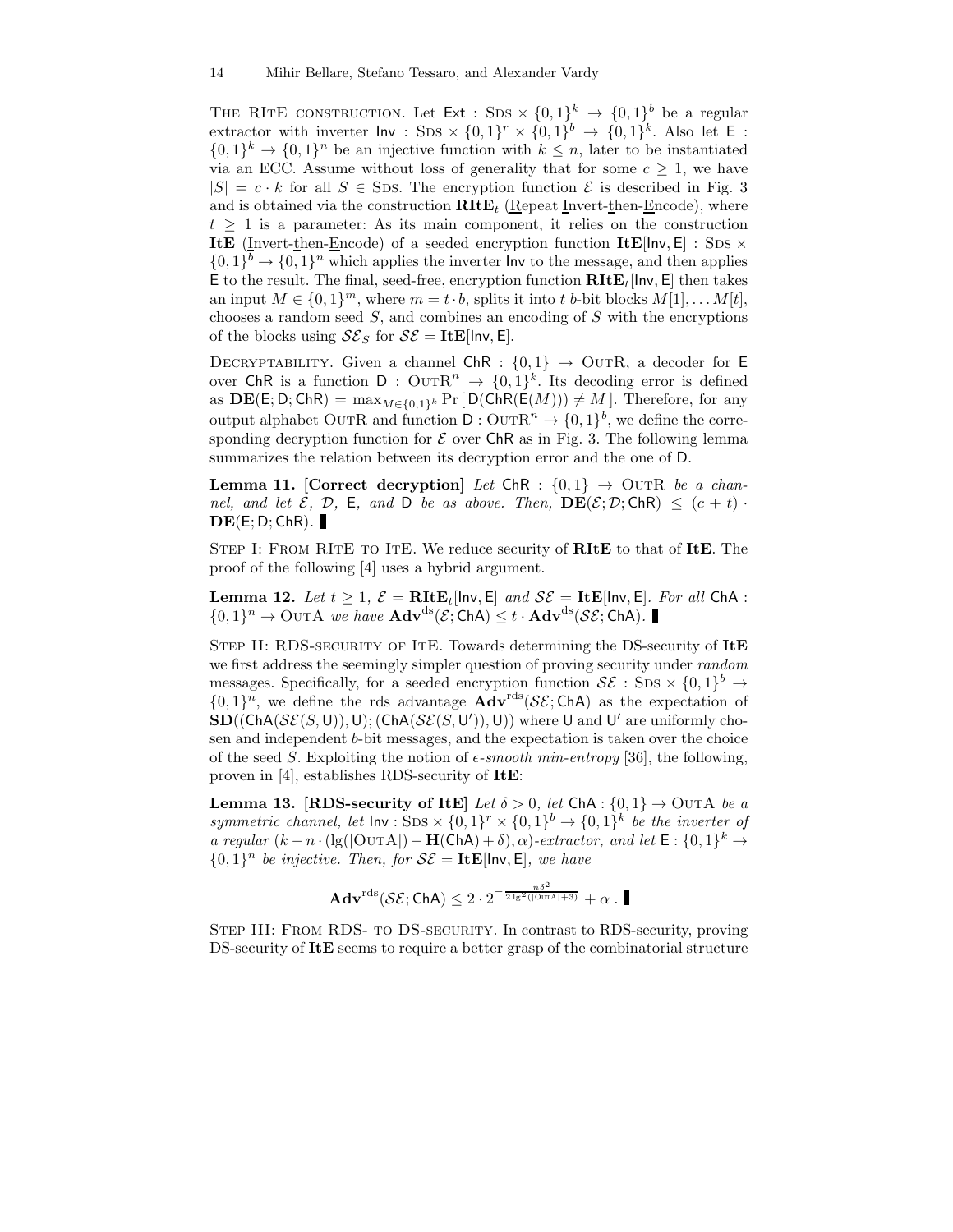THE RITE CONSTRUCTION. Let $\mathsf{Ext} : \mathrm{SDS} \times \{0,1\}^k \to \{0,1\}^b$ be a regular extractor with inverter $\mathsf{Inv} : \mathrm{SDS} \times \{0,1\}^r \times \{0,1\}^b \to \{0,1\}^k$. Also let $\mathsf{E} : \{0,1\}^k \to \{0,1\}^n$ be an injective function with $k \leq n$, later to be instantiated via an ECC. Assume without loss of generality that for some $c \geq 1$, we have $|S| = c \cdot k$ for all $S \in \mathrm{SDS}$. The encryption function $\mathcal{E}$ is described in Fig. 3 and is obtained via the construction $\mathbf{RItE}_t$ (Repeat Invert-then-Encode), where $t \geq 1$ is a parameter: As its main component, it relies on the construction **ItE** (Invert-then-Encode) of a seeded encryption function $\mathbf{ItE}[\mathsf{Inv}, \mathsf{E}] : \mathrm{SDS} \times \{0,1\}^b \to \{0,1\}^n$ which applies the inverter $\mathsf{Inv}$ to the message, and then applies $\mathsf{E}$ to the result. The final, seed-free, encryption function $\mathbf{RItE}_t[\mathsf{Inv}, \mathsf{E}]$ then takes an input $M \in \{0,1\}^m$, where $m = t \cdot b$, splits it into $t$ $b$-bit blocks $M[1], \ldots M[t]$, chooses a random seed $S$, and combines an encoding of $S$ with the encryptions of the blocks using $\mathcal{SE}_S$ for $\mathcal{SE} = \mathbf{ItE}[\mathsf{Inv}, \mathsf{E}]$.

DECRYPTABILITY. Given a channel $\mathsf{ChR} : \{0,1\} \to \mathrm{OUTR}$, a decoder for $\mathsf{E}$ over $\mathsf{ChR}$ is a function $\mathsf{D} : \mathrm{OUTR}^n \to \{0,1\}^k$. Its decoding error is defined as $\mathbf{DE}(\mathsf{E}; \mathsf{D}; \mathsf{ChR}) = \max_{M \in \{0,1\}^k} \Pr[\mathsf{D}(\mathsf{ChR}(\mathsf{E}(M))) \neq M]$. Therefore, for any output alphabet $\mathrm{OUTR}$ and function $\mathsf{D} : \mathrm{OUTR}^n \to \{0,1\}^b$, we define the corresponding decryption function for $\mathcal{E}$ over $\mathsf{ChR}$ as in Fig. 3. The following lemma summarizes the relation between its decryption error and the one of $\mathsf{D}$.

**Lemma 11. [Correct decryption]** *Let $\mathsf{ChR} : \{0,1\} \to \mathrm{OUTR}$ be a channel, and let $\mathcal{E}$, $\mathcal{D}$, $\mathsf{E}$, and $\mathsf{D}$ be as above. Then, $\mathbf{DE}(\mathcal{E}; \mathcal{D}; \mathsf{ChR}) \leq (c + t) \cdot \mathbf{DE}(\mathsf{E}; \mathsf{D}; \mathsf{ChR})$.* ∎

STEP I: FROM RITE TO ITE. We reduce security of **RItE** to that of **ItE**. The proof of the following [4] uses a hybrid argument.

**Lemma 12.** *Let $t \geq 1$, $\mathcal{E} = \mathbf{RItE}_t[\mathsf{Inv}, \mathsf{E}]$ and $\mathcal{SE} = \mathbf{ItE}[\mathsf{Inv}, \mathsf{E}]$. For all $\mathsf{ChA} : \{0,1\}^n \to \mathrm{OUTA}$ we have $\mathbf{Adv}^{\mathrm{ds}}(\mathcal{E}; \mathsf{ChA}) \leq t \cdot \mathbf{Adv}^{\mathrm{ds}}(\mathcal{SE}; \mathsf{ChA})$.* ∎

STEP II: RDS-SECURITY OF ITE. Towards determining the DS-security of **ItE** we first address the seemingly simpler question of proving security under *random* messages. Specifically, for a seeded encryption function $\mathcal{SE} : \mathrm{SDS} \times \{0,1\}^b \to \{0,1\}^n$, we define the rds advantage $\mathbf{Adv}^{\mathrm{rds}}(\mathcal{SE}; \mathsf{ChA})$ as the expectation of $\mathbf{SD}((\mathsf{ChA}(\mathcal{SE}(S, \mathsf{U})), \mathsf{U}); (\mathsf{ChA}(\mathcal{SE}(S, \mathsf{U}')), \mathsf{U}))$ where $\mathsf{U}$ and $\mathsf{U}'$ are uniformly chosen and independent $b$-bit messages, and the expectation is taken over the choice of the seed $S$. Exploiting the notion of *$\epsilon$-smooth min-entropy* [36], the following, proven in [4], establishes RDS-security of **ItE**:

**Lemma 13. [RDS-security of ItE]** *Let $\delta > 0$, let $\mathsf{ChA} : \{0,1\} \to \mathrm{OUTA}$ be a symmetric channel, let $\mathsf{Inv} : \mathrm{SDS} \times \{0,1\}^r \times \{0,1\}^b \to \{0,1\}^k$ be the inverter of a regular $(k - n \cdot (\lg(|\mathrm{OUTA}|) - \mathbf{H}(\mathsf{ChA}) + \delta), \alpha)$-extractor, and let $\mathsf{E} : \{0,1\}^k \to \{0,1\}^n$ be injective. Then, for $\mathcal{SE} = \mathbf{ItE}[\mathsf{Inv}, \mathsf{E}]$, we have*

$$\mathbf{Adv}^{\mathrm{rds}}(\mathcal{SE}; \mathsf{ChA}) \leq 2 \cdot 2^{-\frac{n\delta^2}{2\lg^2(|\mathrm{OUTA}|+3)}} + \alpha \,. \; ∎$$

STEP III: FROM RDS- TO DS-SECURITY. In contrast to RDS-security, proving DS-security of **ItE** seems to require a better grasp of the combinatorial structure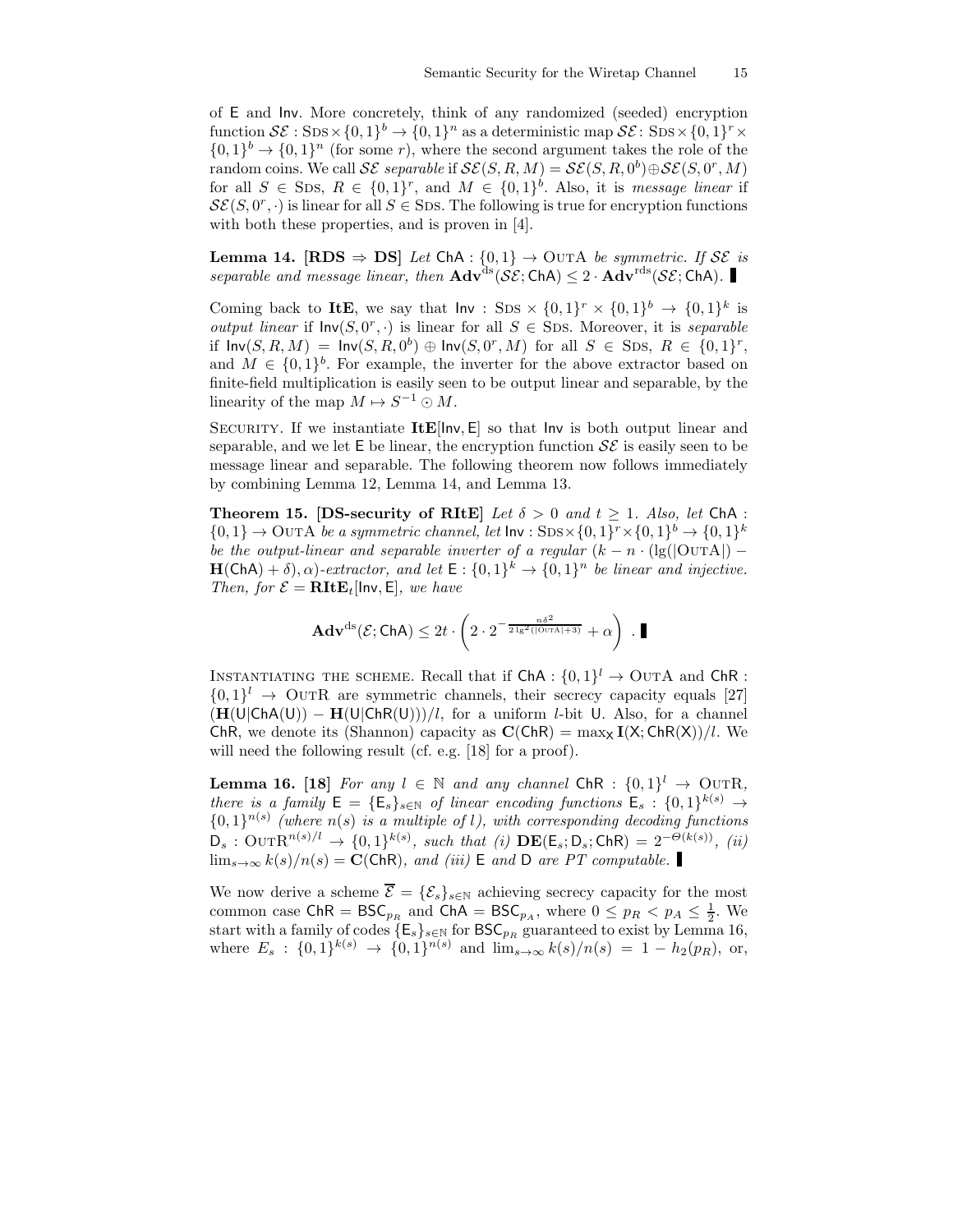of $\mathsf{E}$ and $\mathsf{Inv}$. More concretely, think of any randomized (seeded) encryption function $\mathcal{SE} : \text{Sds} \times \{0,1\}^b \to \{0,1\}^n$ as a deterministic map $\mathcal{SE} \colon \text{Sds} \times \{0,1\}^r \times \{0,1\}^b \to \{0,1\}^n$ (for some $r$), where the second argument takes the role of the random coins. We call $\mathcal{SE}$ *separable* if $\mathcal{SE}(S, R, M) = \mathcal{SE}(S, R, 0^b) \oplus \mathcal{SE}(S, 0^r, M)$ for all $S \in \text{Sds}$, $R \in \{0,1\}^r$, and $M \in \{0,1\}^b$. Also, it is *message linear* if $\mathcal{SE}(S, 0^r, \cdot)$ is linear for all $S \in \text{Sds}$. The following is true for encryption functions with both these properties, and is proven in [4].

**Lemma 14. [RDS $\Rightarrow$ DS]** *Let $\mathsf{ChA} : \{0,1\} \to \text{OutA}$ be symmetric. If $\mathcal{SE}$ is separable and message linear, then $\mathbf{Adv}^{\text{ds}}(\mathcal{SE}; \mathsf{ChA}) \leq 2 \cdot \mathbf{Adv}^{\text{rds}}(\mathcal{SE}; \mathsf{ChA})$.* ▌

Coming back to **ItE**, we say that $\mathsf{Inv} : \text{Sds} \times \{0,1\}^r \times \{0,1\}^b \to \{0,1\}^k$ is *output linear* if $\mathsf{Inv}(S, 0^r, \cdot)$ is linear for all $S \in \text{Sds}$. Moreover, it is *separable* if $\mathsf{Inv}(S, R, M) = \mathsf{Inv}(S, R, 0^b) \oplus \mathsf{Inv}(S, 0^r, M)$ for all $S \in \text{Sds}$, $R \in \{0,1\}^r$, and $M \in \{0,1\}^b$. For example, the inverter for the above extractor based on finite-field multiplication is easily seen to be output linear and separable, by the linearity of the map $M \mapsto S^{-1} \odot M$.

Security. If we instantiate $\mathbf{ItE}[\mathsf{Inv}, \mathsf{E}]$ so that $\mathsf{Inv}$ is both output linear and separable, and we let $\mathsf{E}$ be linear, the encryption function $\mathcal{SE}$ is easily seen to be message linear and separable. The following theorem now follows immediately by combining Lemma 12, Lemma 14, and Lemma 13.

**Theorem 15. [DS-security of RItE]** *Let $\delta > 0$ and $t \geq 1$. Also, let $\mathsf{ChA} : \{0,1\} \to \text{OutA}$ be a symmetric channel, let $\mathsf{Inv} : \text{Sds} \times \{0,1\}^r \times \{0,1\}^b \to \{0,1\}^k$ be the output-linear and separable inverter of a regular $(k - n \cdot (\lg(|\text{OutA}|) - \mathbf{H}(\mathsf{ChA}) + \delta), \alpha)$-extractor, and let $\mathsf{E} : \{0,1\}^k \to \{0,1\}^n$ be linear and injective. Then, for $\mathcal{E} = \mathbf{RItE}_t[\mathsf{Inv}, \mathsf{E}]$, we have*

$$\mathbf{Adv}^{\text{ds}}(\mathcal{E}; \mathsf{ChA}) \leq 2t \cdot \left( 2 \cdot 2^{-\frac{n\delta^2}{2\lg^2(|\text{OutA}|+3)}} + \alpha \right) \text{ .}$$ ▌

Instantiating the scheme. Recall that if $\mathsf{ChA} : \{0,1\}^l \to \text{OutA}$ and $\mathsf{ChR} : \{0,1\}^l \to \text{OutR}$ are symmetric channels, their secrecy capacity equals [27] $(\mathbf{H}(\mathsf{U}|\mathsf{ChA}(\mathsf{U})) - \mathbf{H}(\mathsf{U}|\mathsf{ChR}(\mathsf{U})))/l$, for a uniform $l$-bit $\mathsf{U}$. Also, for a channel $\mathsf{ChR}$, we denote its (Shannon) capacity as $\mathbf{C}(\mathsf{ChR}) = \max_{\mathsf{X}} \mathbf{I}(\mathsf{X}; \mathsf{ChR}(\mathsf{X}))/l$. We will need the following result (cf. e.g. [18] for a proof).

**Lemma 16. [18]** *For any $l \in \mathbb{N}$ and any channel $\mathsf{ChR} : \{0,1\}^l \to \text{OutR}$, there is a family $\mathsf{E} = \{\mathsf{E}_s\}_{s \in \mathbb{N}}$ of linear encoding functions $\mathsf{E}_s : \{0,1\}^{k(s)} \to \{0,1\}^{n(s)}$ (where $n(s)$ is a multiple of $l$), with corresponding decoding functions $\mathsf{D}_s : \text{OutR}^{n(s)/l} \to \{0,1\}^{k(s)}$, such that (i) $\mathbf{DE}(\mathsf{E}_s; \mathsf{D}_s; \mathsf{ChR}) = 2^{-\Theta(k(s))}$, (ii) $\lim_{s \to \infty} k(s)/n(s) = \mathbf{C}(\mathsf{ChR})$, and (iii) $\mathsf{E}$ and $\mathsf{D}$ are PT computable.* ▌

We now derive a scheme $\overline{\mathcal{E}} = \{\mathcal{E}_s\}_{s \in \mathbb{N}}$ achieving secrecy capacity for the most common case $\mathsf{ChR} = \mathsf{BSC}_{p_R}$ and $\mathsf{ChA} = \mathsf{BSC}_{p_A}$, where $0 \leq p_R < p_A \leq \frac{1}{2}$. We start with a family of codes $\{\mathsf{E}_s\}_{s \in \mathbb{N}}$ for $\mathsf{BSC}_{p_R}$ guaranteed to exist by Lemma 16, where $E_s : \{0,1\}^{k(s)} \to \{0,1\}^{n(s)}$ and $\lim_{s \to \infty} k(s)/n(s) = 1 - h_2(p_R)$, or,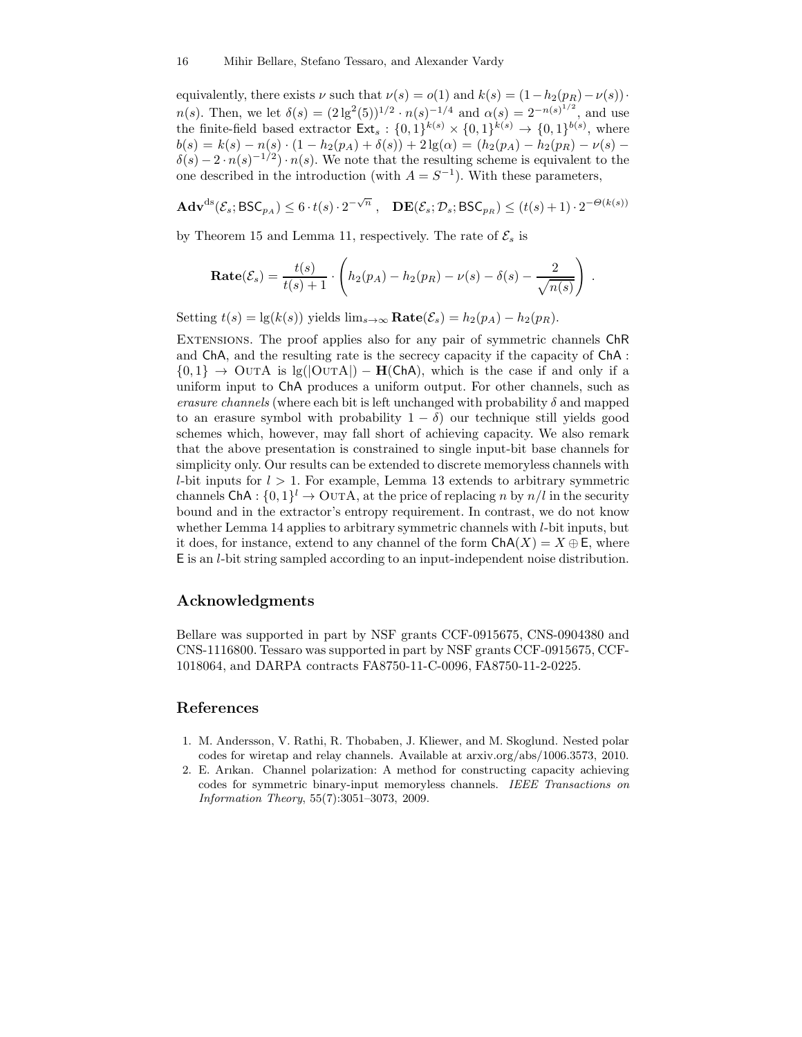equivalently, there exists $\nu$ such that $\nu(s) = o(1)$ and $k(s) = (1 - h_2(p_R) - \nu(s)) \cdot n(s)$. Then, we let $\delta(s) = (2\lg^2(5))^{1/2} \cdot n(s)^{-1/4}$ and $\alpha(s) = 2^{-n(s)^{1/2}}$, and use the finite-field based extractor $\mathsf{Ext}_s : \{0,1\}^{k(s)} \times \{0,1\}^{k(s)} \to \{0,1\}^{b(s)}$, where $b(s) = k(s) - n(s) \cdot (1 - h_2(p_A) + \delta(s)) + 2\lg(\alpha) = (h_2(p_A) - h_2(p_R) - \nu(s) - \delta(s) - 2 \cdot n(s)^{-1/2}) \cdot n(s)$. We note that the resulting scheme is equivalent to the one described in the introduction (with $A = S^{-1}$). With these parameters,

$$\mathbf{Adv}^{\mathrm{ds}}(\mathcal{E}_s; \mathsf{BSC}_{p_A}) \leq 6 \cdot t(s) \cdot 2^{-\sqrt{n}} \;, \quad \mathbf{DE}(\mathcal{E}_s; \mathcal{D}_s; \mathsf{BSC}_{p_R}) \leq (t(s)+1) \cdot 2^{-\Theta(k(s))}$$

by Theorem 15 and Lemma 11, respectively. The rate of $\mathcal{E}_s$ is

$$\mathbf{Rate}(\mathcal{E}_s) = \frac{t(s)}{t(s)+1} \cdot \left( h_2(p_A) - h_2(p_R) - \nu(s) - \delta(s) - \frac{2}{\sqrt{n(s)}} \right) .$$

Setting $t(s) = \lg(k(s))$ yields $\lim_{s\to\infty} \mathbf{Rate}(\mathcal{E}_s) = h_2(p_A) - h_2(p_R)$.

Extensions. The proof applies also for any pair of symmetric channels $\mathsf{ChR}$ and $\mathsf{ChA}$, and the resulting rate is the secrecy capacity if the capacity of $\mathsf{ChA} : \{0,1\} \to \mathrm{OutA}$ is $\lg(|\mathrm{OutA}|) - \mathbf{H}(\mathsf{ChA})$, which is the case if and only if a uniform input to $\mathsf{ChA}$ produces a uniform output. For other channels, such as *erasure channels* (where each bit is left unchanged with probability $\delta$ and mapped to an erasure symbol with probability $1 - \delta$) our technique still yields good schemes which, however, may fall short of achieving capacity. We also remark that the above presentation is constrained to single input-bit base channels for simplicity only. Our results can be extended to discrete memoryless channels with $l$-bit inputs for $l > 1$. For example, Lemma 13 extends to arbitrary symmetric channels $\mathsf{ChA} : \{0,1\}^l \to \mathrm{OutA}$, at the price of replacing $n$ by $n/l$ in the security bound and in the extractor's entropy requirement. In contrast, we do not know whether Lemma 14 applies to arbitrary symmetric channels with $l$-bit inputs, but it does, for instance, extend to any channel of the form $\mathsf{ChA}(X) = X \oplus \mathsf{E}$, where $\mathsf{E}$ is an $l$-bit string sampled according to an input-independent noise distribution.

## Acknowledgments

Bellare was supported in part by NSF grants CCF-0915675, CNS-0904380 and CNS-1116800. Tessaro was supported in part by NSF grants CCF-0915675, CCF-1018064, and DARPA contracts FA8750-11-C-0096, FA8750-11-2-0225.

## References

1. M. Andersson, V. Rathi, R. Thobaben, J. Kliewer, and M. Skoglund. Nested polar codes for wiretap and relay channels. Available at arxiv.org/abs/1006.3573, 2010.
2. E. Arıkan. Channel polarization: A method for constructing capacity achieving codes for symmetric binary-input memoryless channels. *IEEE Transactions on Information Theory*, 55(7):3051–3073, 2009.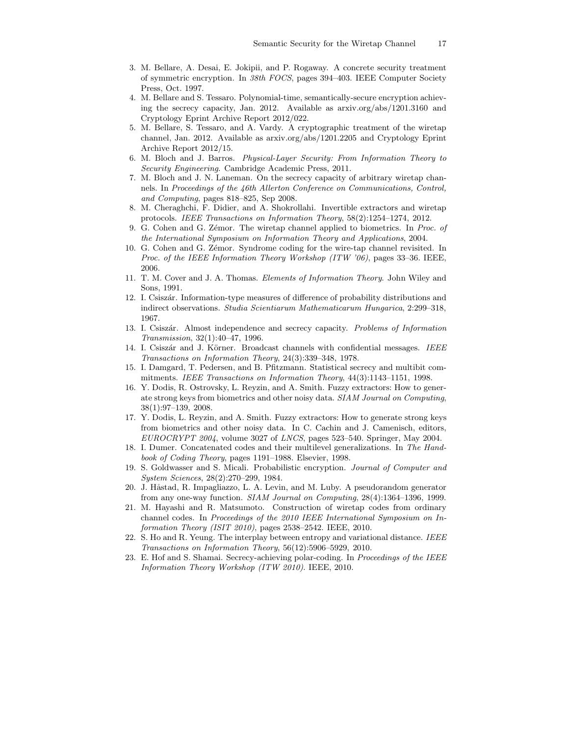3. M. Bellare, A. Desai, E. Jokipii, and P. Rogaway. A concrete security treatment of symmetric encryption. In *38th FOCS*, pages 394–403. IEEE Computer Society Press, Oct. 1997.
4. M. Bellare and S. Tessaro. Polynomial-time, semantically-secure encryption achieving the secrecy capacity, Jan. 2012. Available as arxiv.org/abs/1201.3160 and Cryptology Eprint Archive Report 2012/022.
5. M. Bellare, S. Tessaro, and A. Vardy. A cryptographic treatment of the wiretap channel, Jan. 2012. Available as arxiv.org/abs/1201.2205 and Cryptology Eprint Archive Report 2012/15.
6. M. Bloch and J. Barros. *Physical-Layer Security: From Information Theory to Security Engineering*. Cambridge Academic Press, 2011.
7. M. Bloch and J. N. Laneman. On the secrecy capacity of arbitrary wiretap channels. In *Proceedings of the 46th Allerton Conference on Communications, Control, and Computing*, pages 818–825, Sep 2008.
8. M. Cheraghchi, F. Didier, and A. Shokrollahi. Invertible extractors and wiretap protocols. *IEEE Transactions on Information Theory*, 58(2):1254–1274, 2012.
9. G. Cohen and G. Zémor. The wiretap channel applied to biometrics. In *Proc. of the International Symposium on Information Theory and Applications*, 2004.
10. G. Cohen and G. Zémor. Syndrome coding for the wire-tap channel revisited. In *Proc. of the IEEE Information Theory Workshop (ITW '06)*, pages 33–36. IEEE, 2006.
11. T. M. Cover and J. A. Thomas. *Elements of Information Theory*. John Wiley and Sons, 1991.
12. I. Csiszár. Information-type measures of difference of probability distributions and indirect observations. *Studia Scientiarum Mathematicarum Hungarica*, 2:299–318, 1967.
13. I. Csiszár. Almost independence and secrecy capacity. *Problems of Information Transmission*, 32(1):40–47, 1996.
14. I. Csiszár and J. Körner. Broadcast channels with confidential messages. *IEEE Transactions on Information Theory*, 24(3):339–348, 1978.
15. I. Damgard, T. Pedersen, and B. Pfitzmann. Statistical secrecy and multibit commitments. *IEEE Transactions on Information Theory*, 44(3):1143–1151, 1998.
16. Y. Dodis, R. Ostrovsky, L. Reyzin, and A. Smith. Fuzzy extractors: How to generate strong keys from biometrics and other noisy data. *SIAM Journal on Computing*, 38(1):97–139, 2008.
17. Y. Dodis, L. Reyzin, and A. Smith. Fuzzy extractors: How to generate strong keys from biometrics and other noisy data. In C. Cachin and J. Camenisch, editors, *EUROCRYPT 2004*, volume 3027 of *LNCS*, pages 523–540. Springer, May 2004.
18. I. Dumer. Concatenated codes and their multilevel generalizations. In *The Handbook of Coding Theory*, pages 1191–1988. Elsevier, 1998.
19. S. Goldwasser and S. Micali. Probabilistic encryption. *Journal of Computer and System Sciences*, 28(2):270–299, 1984.
20. J. Håstad, R. Impagliazzo, L. A. Levin, and M. Luby. A pseudorandom generator from any one-way function. *SIAM Journal on Computing*, 28(4):1364–1396, 1999.
21. M. Hayashi and R. Matsumoto. Construction of wiretap codes from ordinary channel codes. In *Proceedings of the 2010 IEEE International Symposium on Information Theory (ISIT 2010)*, pages 2538–2542. IEEE, 2010.
22. S. Ho and R. Yeung. The interplay between entropy and variational distance. *IEEE Transactions on Information Theory*, 56(12):5906–5929, 2010.
23. E. Hof and S. Shamai. Secrecy-achieving polar-coding. In *Proceedings of the IEEE Information Theory Workshop (ITW 2010)*. IEEE, 2010.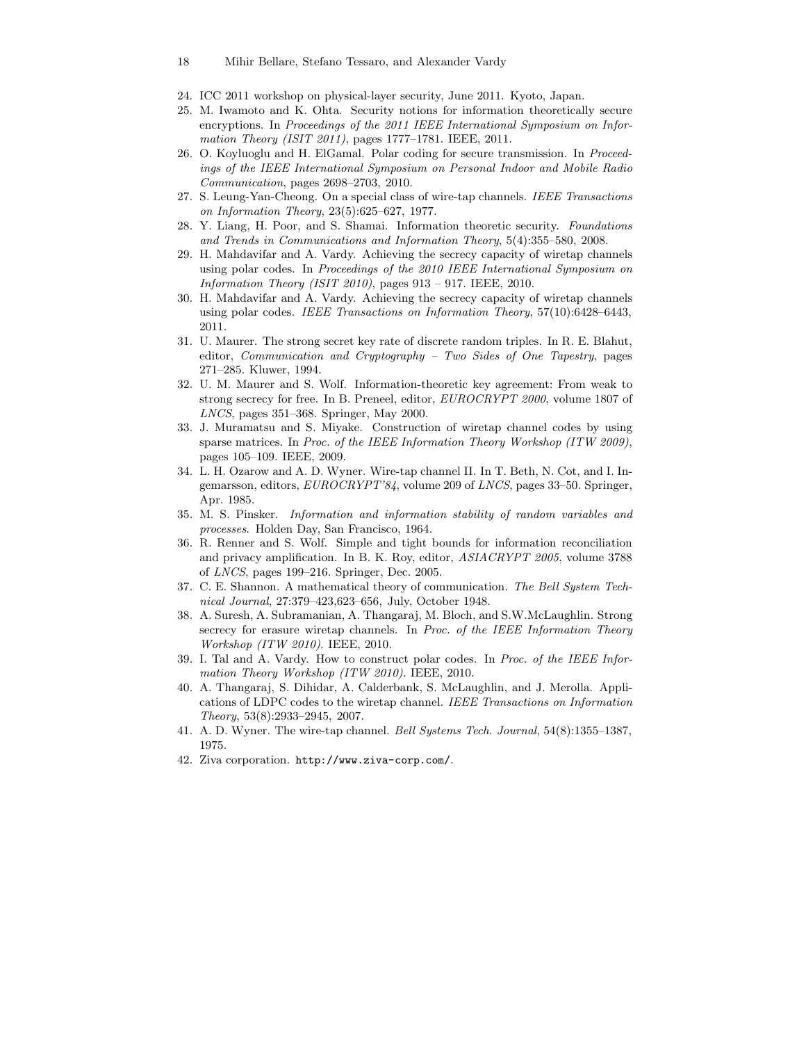24. ICC 2011 workshop on physical-layer security, June 2011. Kyoto, Japan.
25. M. Iwamoto and K. Ohta. Security notions for information theoretically secure encryptions. In *Proceedings of the 2011 IEEE International Symposium on Information Theory (ISIT 2011)*, pages 1777–1781. IEEE, 2011.
26. O. Koyluoglu and H. ElGamal. Polar coding for secure transmission. In *Proceedings of the IEEE International Symposium on Personal Indoor and Mobile Radio Communication*, pages 2698–2703, 2010.
27. S. Leung-Yan-Cheong. On a special class of wire-tap channels. *IEEE Transactions on Information Theory*, 23(5):625–627, 1977.
28. Y. Liang, H. Poor, and S. Shamai. Information theoretic security. *Foundations and Trends in Communications and Information Theory*, 5(4):355–580, 2008.
29. H. Mahdavifar and A. Vardy. Achieving the secrecy capacity of wiretap channels using polar codes. In *Proceedings of the 2010 IEEE International Symposium on Information Theory (ISIT 2010)*, pages 913 – 917. IEEE, 2010.
30. H. Mahdavifar and A. Vardy. Achieving the secrecy capacity of wiretap channels using polar codes. *IEEE Transactions on Information Theory*, 57(10):6428–6443, 2011.
31. U. Maurer. The strong secret key rate of discrete random triples. In R. E. Blahut, editor, *Communication and Cryptography – Two Sides of One Tapestry*, pages 271–285. Kluwer, 1994.
32. U. M. Maurer and S. Wolf. Information-theoretic key agreement: From weak to strong secrecy for free. In B. Preneel, editor, *EUROCRYPT 2000*, volume 1807 of *LNCS*, pages 351–368. Springer, May 2000.
33. J. Muramatsu and S. Miyake. Construction of wiretap channel codes by using sparse matrices. In *Proc. of the IEEE Information Theory Workshop (ITW 2009)*, pages 105–109. IEEE, 2009.
34. L. H. Ozarow and A. D. Wyner. Wire-tap channel II. In T. Beth, N. Cot, and I. Ingemarsson, editors, *EUROCRYPT'84*, volume 209 of *LNCS*, pages 33–50. Springer, Apr. 1985.
35. M. S. Pinsker. *Information and information stability of random variables and processes*. Holden Day, San Francisco, 1964.
36. R. Renner and S. Wolf. Simple and tight bounds for information reconciliation and privacy amplification. In B. K. Roy, editor, *ASIACRYPT 2005*, volume 3788 of *LNCS*, pages 199–216. Springer, Dec. 2005.
37. C. E. Shannon. A mathematical theory of communication. *The Bell System Technical Journal*, 27:379–423,623–656, July, October 1948.
38. A. Suresh, A. Subramanian, A. Thangaraj, M. Bloch, and S.W.McLaughlin. Strong secrecy for erasure wiretap channels. In *Proc. of the IEEE Information Theory Workshop (ITW 2010)*. IEEE, 2010.
39. I. Tal and A. Vardy. How to construct polar codes. In *Proc. of the IEEE Information Theory Workshop (ITW 2010)*. IEEE, 2010.
40. A. Thangaraj, S. Dihidar, A. Calderbank, S. McLaughlin, and J. Merolla. Applications of LDPC codes to the wiretap channel. *IEEE Transactions on Information Theory*, 53(8):2933–2945, 2007.
41. A. D. Wyner. The wire-tap channel. *Bell Systems Tech. Journal*, 54(8):1355–1387, 1975.
42. Ziva corporation. `http://www.ziva-corp.com/`.